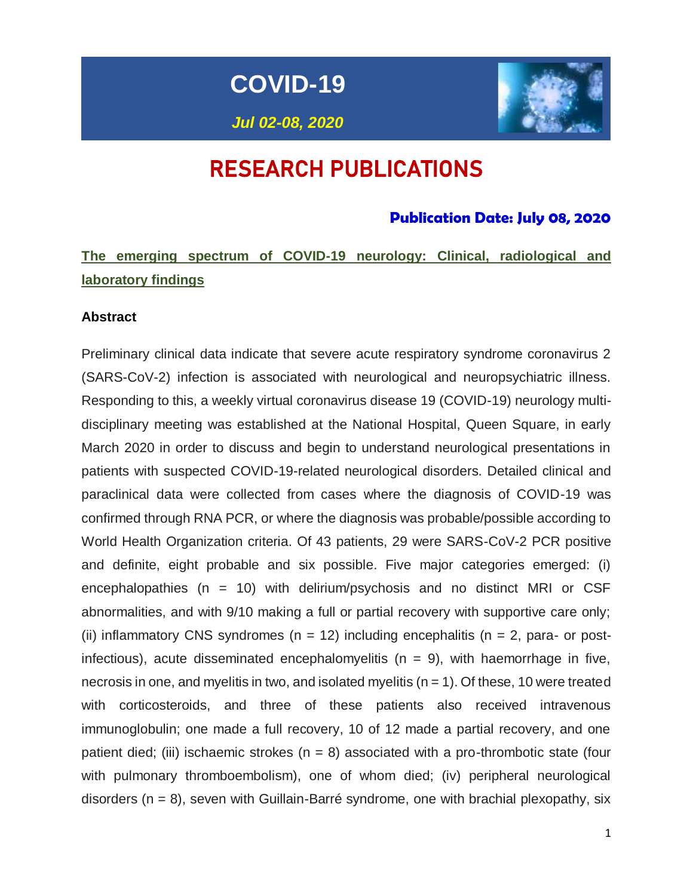# COVID-19

***Jul 02-08, 2020***

# RESEARCH PUBLICATIONS

**Publication Date: July 08, 2020**

## The emerging spectrum of COVID-19 neurology: Clinical, radiological and laboratory findings

### Abstract

Preliminary clinical data indicate that severe acute respiratory syndrome coronavirus 2 (SARS-CoV-2) infection is associated with neurological and neuropsychiatric illness. Responding to this, a weekly virtual coronavirus disease 19 (COVID-19) neurology multi-disciplinary meeting was established at the National Hospital, Queen Square, in early March 2020 in order to discuss and begin to understand neurological presentations in patients with suspected COVID-19-related neurological disorders. Detailed clinical and paraclinical data were collected from cases where the diagnosis of COVID-19 was confirmed through RNA PCR, or where the diagnosis was probable/possible according to World Health Organization criteria. Of 43 patients, 29 were SARS-CoV-2 PCR positive and definite, eight probable and six possible. Five major categories emerged: (i) encephalopathies (n = 10) with delirium/psychosis and no distinct MRI or CSF abnormalities, and with 9/10 making a full or partial recovery with supportive care only; (ii) inflammatory CNS syndromes (n = 12) including encephalitis (n = 2, para- or post-infectious), acute disseminated encephalomyelitis (n = 9), with haemorrhage in five, necrosis in one, and myelitis in two, and isolated myelitis (n = 1). Of these, 10 were treated with corticosteroids, and three of these patients also received intravenous immunoglobulin; one made a full recovery, 10 of 12 made a partial recovery, and one patient died; (iii) ischaemic strokes (n = 8) associated with a pro-thrombotic state (four with pulmonary thromboembolism), one of whom died; (iv) peripheral neurological disorders (n = 8), seven with Guillain-Barré syndrome, one with brachial plexopathy, six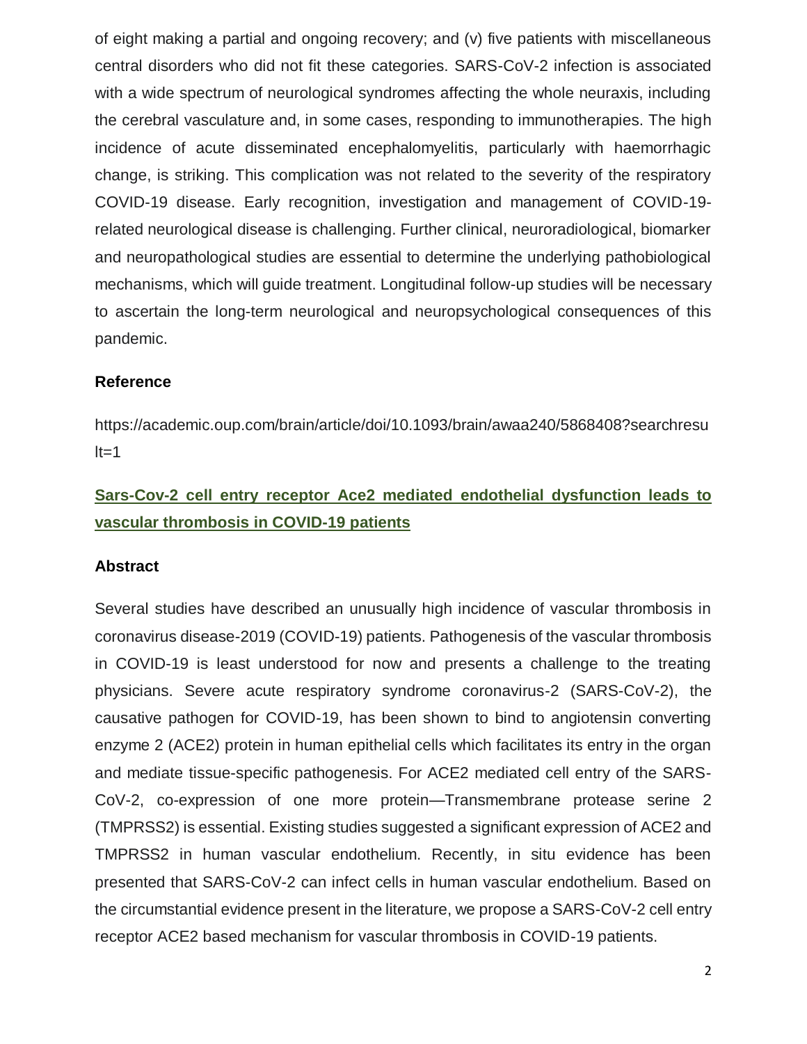of eight making a partial and ongoing recovery; and (v) five patients with miscellaneous central disorders who did not fit these categories. SARS-CoV-2 infection is associated with a wide spectrum of neurological syndromes affecting the whole neuraxis, including the cerebral vasculature and, in some cases, responding to immunotherapies. The high incidence of acute disseminated encephalomyelitis, particularly with haemorrhagic change, is striking. This complication was not related to the severity of the respiratory COVID-19 disease. Early recognition, investigation and management of COVID-19-related neurological disease is challenging. Further clinical, neuroradiological, biomarker and neuropathological studies are essential to determine the underlying pathobiological mechanisms, which will guide treatment. Longitudinal follow-up studies will be necessary to ascertain the long-term neurological and neuropsychological consequences of this pandemic.

### Reference

https://academic.oup.com/brain/article/doi/10.1093/brain/awaa240/5868408?searchresult=1

## Sars-Cov-2 cell entry receptor Ace2 mediated endothelial dysfunction leads to vascular thrombosis in COVID-19 patients

### Abstract

Several studies have described an unusually high incidence of vascular thrombosis in coronavirus disease-2019 (COVID-19) patients. Pathogenesis of the vascular thrombosis in COVID-19 is least understood for now and presents a challenge to the treating physicians. Severe acute respiratory syndrome coronavirus-2 (SARS-CoV-2), the causative pathogen for COVID-19, has been shown to bind to angiotensin converting enzyme 2 (ACE2) protein in human epithelial cells which facilitates its entry in the organ and mediate tissue-specific pathogenesis. For ACE2 mediated cell entry of the SARS-CoV-2, co-expression of one more protein—Transmembrane protease serine 2 (TMPRSS2) is essential. Existing studies suggested a significant expression of ACE2 and TMPRSS2 in human vascular endothelium. Recently, in situ evidence has been presented that SARS-CoV-2 can infect cells in human vascular endothelium. Based on the circumstantial evidence present in the literature, we propose a SARS-CoV-2 cell entry receptor ACE2 based mechanism for vascular thrombosis in COVID-19 patients.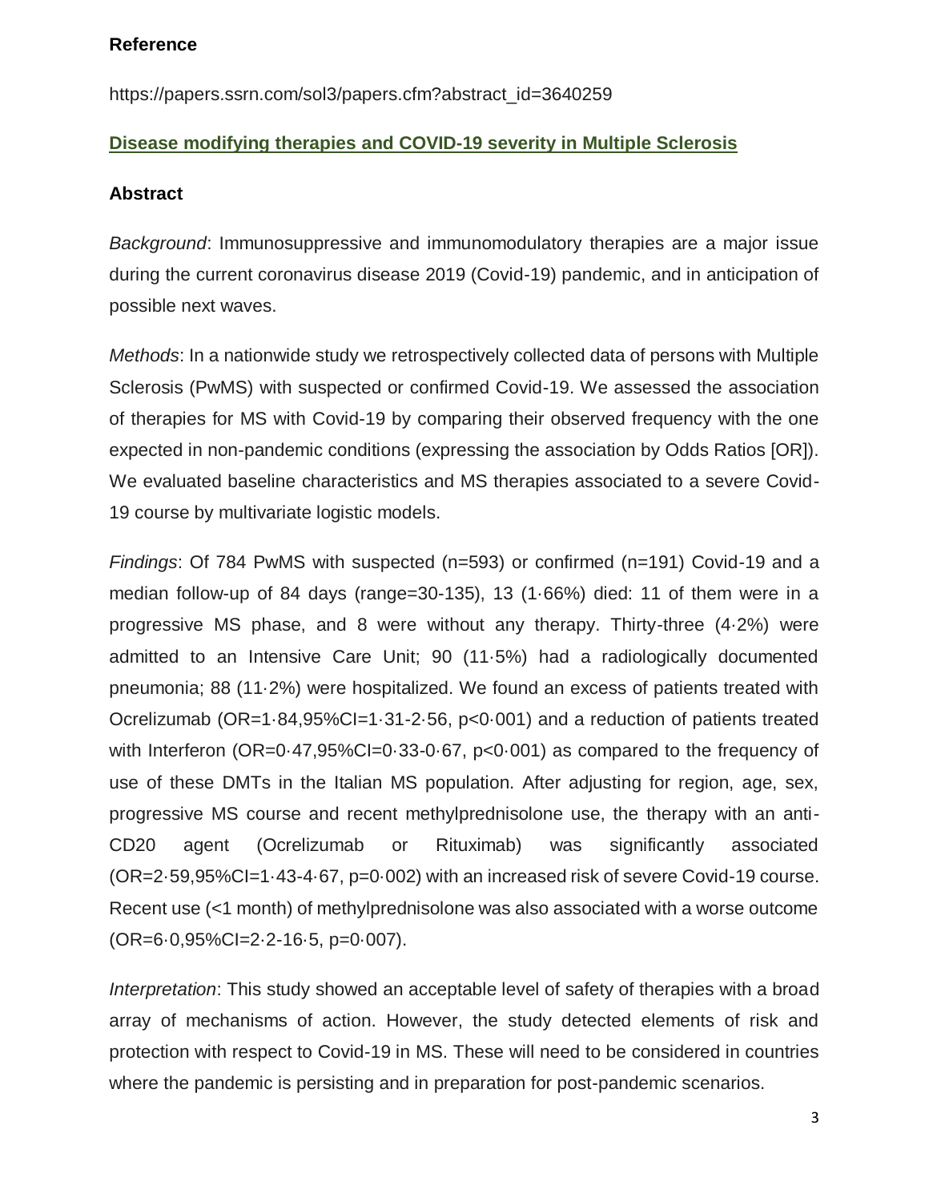**Reference**

https://papers.ssrn.com/sol3/papers.cfm?abstract_id=3640259

**Disease modifying therapies and COVID-19 severity in Multiple Sclerosis**

**Abstract**

*Background*: Immunosuppressive and immunomodulatory therapies are a major issue during the current coronavirus disease 2019 (Covid-19) pandemic, and in anticipation of possible next waves.

*Methods*: In a nationwide study we retrospectively collected data of persons with Multiple Sclerosis (PwMS) with suspected or confirmed Covid-19. We assessed the association of therapies for MS with Covid-19 by comparing their observed frequency with the one expected in non-pandemic conditions (expressing the association by Odds Ratios [OR]). We evaluated baseline characteristics and MS therapies associated to a severe Covid-19 course by multivariate logistic models.

*Findings*: Of 784 PwMS with suspected (n=593) or confirmed (n=191) Covid-19 and a median follow-up of 84 days (range=30-135), 13 (1·66%) died: 11 of them were in a progressive MS phase, and 8 were without any therapy. Thirty-three (4·2%) were admitted to an Intensive Care Unit; 90 (11·5%) had a radiologically documented pneumonia; 88 (11·2%) were hospitalized. We found an excess of patients treated with Ocrelizumab (OR=1·84,95%CI=1·31-2·56, p<0·001) and a reduction of patients treated with Interferon (OR=0·47,95%CI=0·33-0·67, p<0·001) as compared to the frequency of use of these DMTs in the Italian MS population. After adjusting for region, age, sex, progressive MS course and recent methylprednisolone use, the therapy with an anti-CD20 agent (Ocrelizumab or Rituximab) was significantly associated (OR=2·59,95%CI=1·43-4·67, p=0·002) with an increased risk of severe Covid-19 course. Recent use (<1 month) of methylprednisolone was also associated with a worse outcome (OR=6·0,95%CI=2·2-16·5, p=0·007).

*Interpretation*: This study showed an acceptable level of safety of therapies with a broad array of mechanisms of action. However, the study detected elements of risk and protection with respect to Covid-19 in MS. These will need to be considered in countries where the pandemic is persisting and in preparation for post-pandemic scenarios.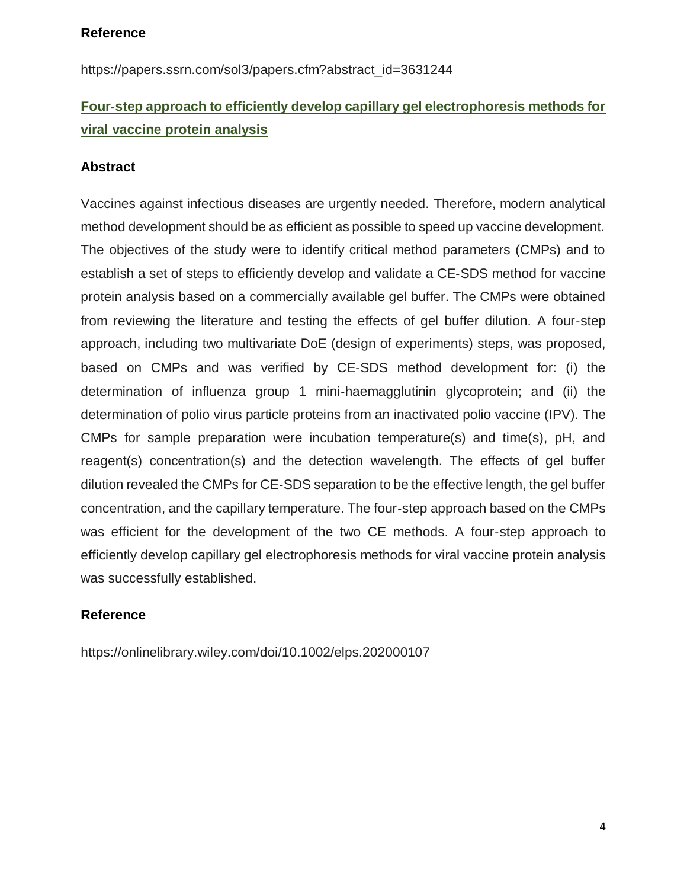**Reference**

https://papers.ssrn.com/sol3/papers.cfm?abstract_id=3631244

## Four-step approach to efficiently develop capillary gel electrophoresis methods for viral vaccine protein analysis

**Abstract**

Vaccines against infectious diseases are urgently needed. Therefore, modern analytical method development should be as efficient as possible to speed up vaccine development. The objectives of the study were to identify critical method parameters (CMPs) and to establish a set of steps to efficiently develop and validate a CE-SDS method for vaccine protein analysis based on a commercially available gel buffer. The CMPs were obtained from reviewing the literature and testing the effects of gel buffer dilution. A four-step approach, including two multivariate DoE (design of experiments) steps, was proposed, based on CMPs and was verified by CE-SDS method development for: (i) the determination of influenza group 1 mini-haemagglutinin glycoprotein; and (ii) the determination of polio virus particle proteins from an inactivated polio vaccine (IPV). The CMPs for sample preparation were incubation temperature(s) and time(s), pH, and reagent(s) concentration(s) and the detection wavelength. The effects of gel buffer dilution revealed the CMPs for CE-SDS separation to be the effective length, the gel buffer concentration, and the capillary temperature. The four-step approach based on the CMPs was efficient for the development of the two CE methods. A four-step approach to efficiently develop capillary gel electrophoresis methods for viral vaccine protein analysis was successfully established.

**Reference**

https://onlinelibrary.wiley.com/doi/10.1002/elps.202000107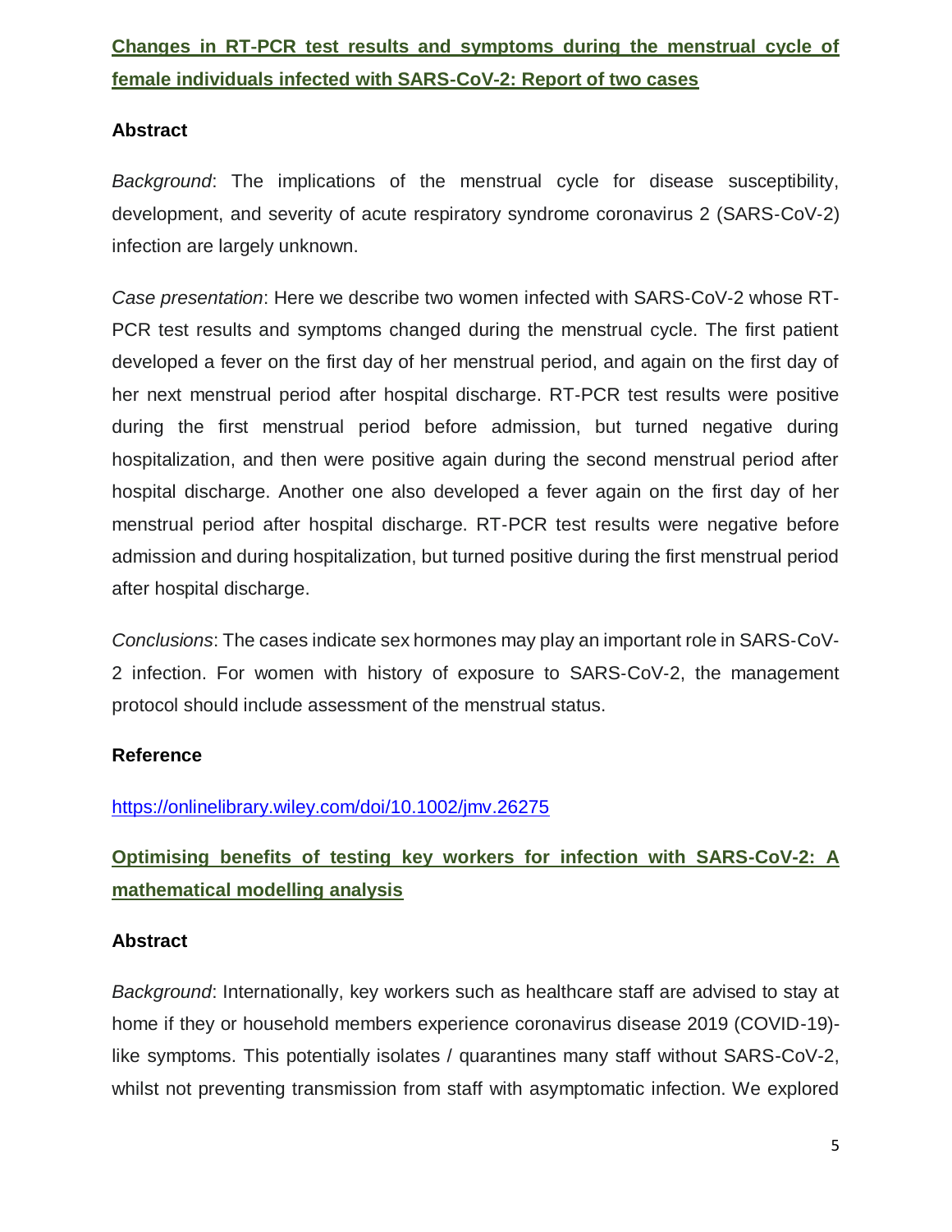## Changes in RT-PCR test results and symptoms during the menstrual cycle of female individuals infected with SARS-CoV-2: Report of two cases

### Abstract

*Background*: The implications of the menstrual cycle for disease susceptibility, development, and severity of acute respiratory syndrome coronavirus 2 (SARS-CoV-2) infection are largely unknown.

*Case presentation*: Here we describe two women infected with SARS-CoV-2 whose RT-PCR test results and symptoms changed during the menstrual cycle. The first patient developed a fever on the first day of her menstrual period, and again on the first day of her next menstrual period after hospital discharge. RT-PCR test results were positive during the first menstrual period before admission, but turned negative during hospitalization, and then were positive again during the second menstrual period after hospital discharge. Another one also developed a fever again on the first day of her menstrual period after hospital discharge. RT-PCR test results were negative before admission and during hospitalization, but turned positive during the first menstrual period after hospital discharge.

*Conclusions*: The cases indicate sex hormones may play an important role in SARS-CoV-2 infection. For women with history of exposure to SARS-CoV-2, the management protocol should include assessment of the menstrual status.

### Reference

https://onlinelibrary.wiley.com/doi/10.1002/jmv.26275

## Optimising benefits of testing key workers for infection with SARS-CoV-2: A mathematical modelling analysis

### Abstract

*Background*: Internationally, key workers such as healthcare staff are advised to stay at home if they or household members experience coronavirus disease 2019 (COVID-19)-like symptoms. This potentially isolates / quarantines many staff without SARS-CoV-2, whilst not preventing transmission from staff with asymptomatic infection. We explored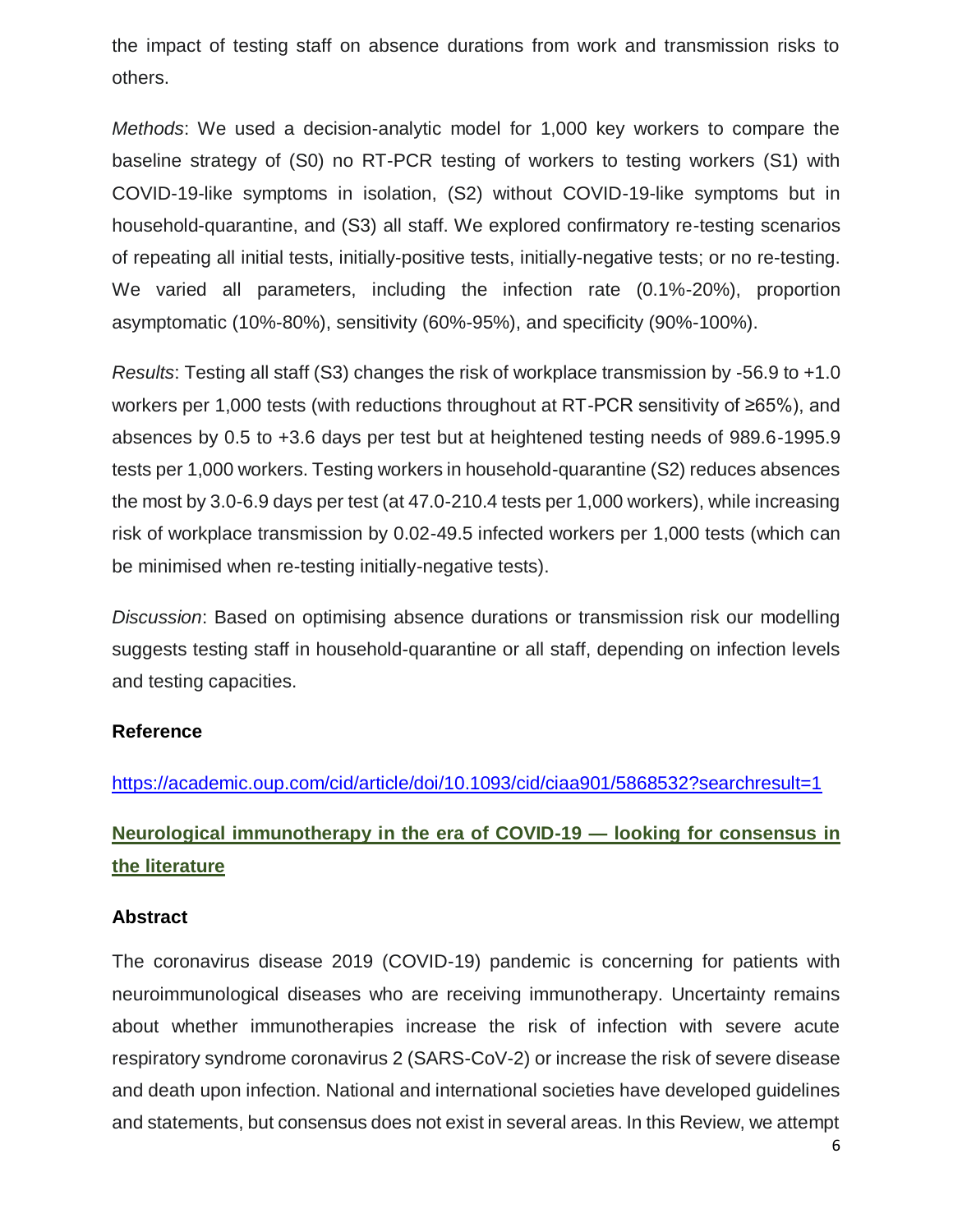the impact of testing staff on absence durations from work and transmission risks to others.

*Methods*: We used a decision-analytic model for 1,000 key workers to compare the baseline strategy of (S0) no RT-PCR testing of workers to testing workers (S1) with COVID-19-like symptoms in isolation, (S2) without COVID-19-like symptoms but in household-quarantine, and (S3) all staff. We explored confirmatory re-testing scenarios of repeating all initial tests, initially-positive tests, initially-negative tests; or no re-testing. We varied all parameters, including the infection rate (0.1%-20%), proportion asymptomatic (10%-80%), sensitivity (60%-95%), and specificity (90%-100%).

*Results*: Testing all staff (S3) changes the risk of workplace transmission by -56.9 to +1.0 workers per 1,000 tests (with reductions throughout at RT-PCR sensitivity of ≥65%), and absences by 0.5 to +3.6 days per test but at heightened testing needs of 989.6-1995.9 tests per 1,000 workers. Testing workers in household-quarantine (S2) reduces absences the most by 3.0-6.9 days per test (at 47.0-210.4 tests per 1,000 workers), while increasing risk of workplace transmission by 0.02-49.5 infected workers per 1,000 tests (which can be minimised when re-testing initially-negative tests).

*Discussion*: Based on optimising absence durations or transmission risk our modelling suggests testing staff in household-quarantine or all staff, depending on infection levels and testing capacities.

**Reference**

https://academic.oup.com/cid/article/doi/10.1093/cid/ciaa901/5868532?searchresult=1

## Neurological immunotherapy in the era of COVID-19 — looking for consensus in the literature

**Abstract**

The coronavirus disease 2019 (COVID-19) pandemic is concerning for patients with neuroimmunological diseases who are receiving immunotherapy. Uncertainty remains about whether immunotherapies increase the risk of infection with severe acute respiratory syndrome coronavirus 2 (SARS-CoV-2) or increase the risk of severe disease and death upon infection. National and international societies have developed guidelines and statements, but consensus does not exist in several areas. In this Review, we attempt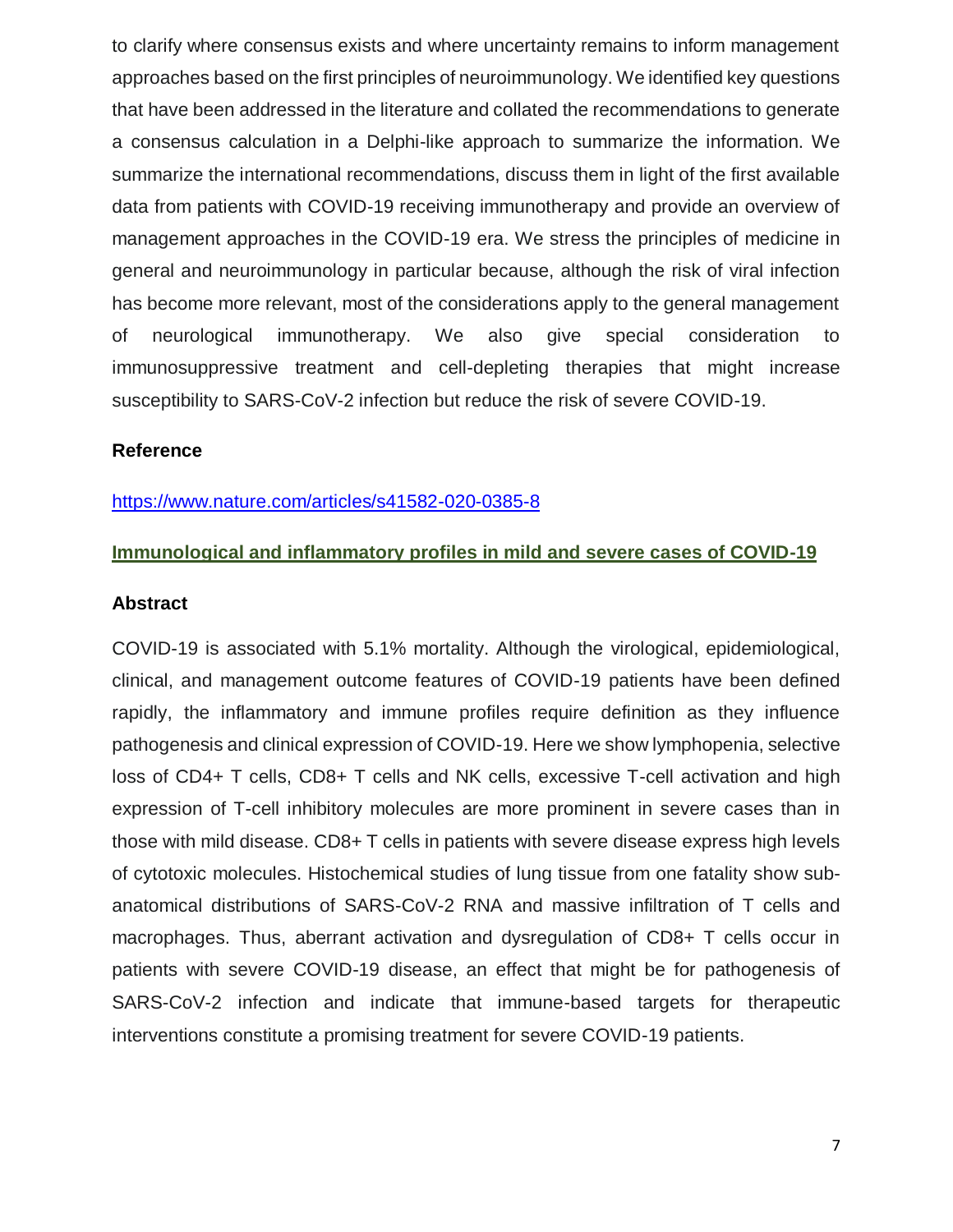to clarify where consensus exists and where uncertainty remains to inform management approaches based on the first principles of neuroimmunology. We identified key questions that have been addressed in the literature and collated the recommendations to generate a consensus calculation in a Delphi-like approach to summarize the information. We summarize the international recommendations, discuss them in light of the first available data from patients with COVID-19 receiving immunotherapy and provide an overview of management approaches in the COVID-19 era. We stress the principles of medicine in general and neuroimmunology in particular because, although the risk of viral infection has become more relevant, most of the considerations apply to the general management of neurological immunotherapy. We also give special consideration to immunosuppressive treatment and cell-depleting therapies that might increase susceptibility to SARS-CoV-2 infection but reduce the risk of severe COVID-19.

**Reference**

https://www.nature.com/articles/s41582-020-0385-8

## Immunological and inflammatory profiles in mild and severe cases of COVID-19

**Abstract**

COVID-19 is associated with 5.1% mortality. Although the virological, epidemiological, clinical, and management outcome features of COVID-19 patients have been defined rapidly, the inflammatory and immune profiles require definition as they influence pathogenesis and clinical expression of COVID-19. Here we show lymphopenia, selective loss of CD4+ T cells, CD8+ T cells and NK cells, excessive T-cell activation and high expression of T-cell inhibitory molecules are more prominent in severe cases than in those with mild disease. CD8+ T cells in patients with severe disease express high levels of cytotoxic molecules. Histochemical studies of lung tissue from one fatality show sub-anatomical distributions of SARS-CoV-2 RNA and massive infiltration of T cells and macrophages. Thus, aberrant activation and dysregulation of CD8+ T cells occur in patients with severe COVID-19 disease, an effect that might be for pathogenesis of SARS-CoV-2 infection and indicate that immune-based targets for therapeutic interventions constitute a promising treatment for severe COVID-19 patients.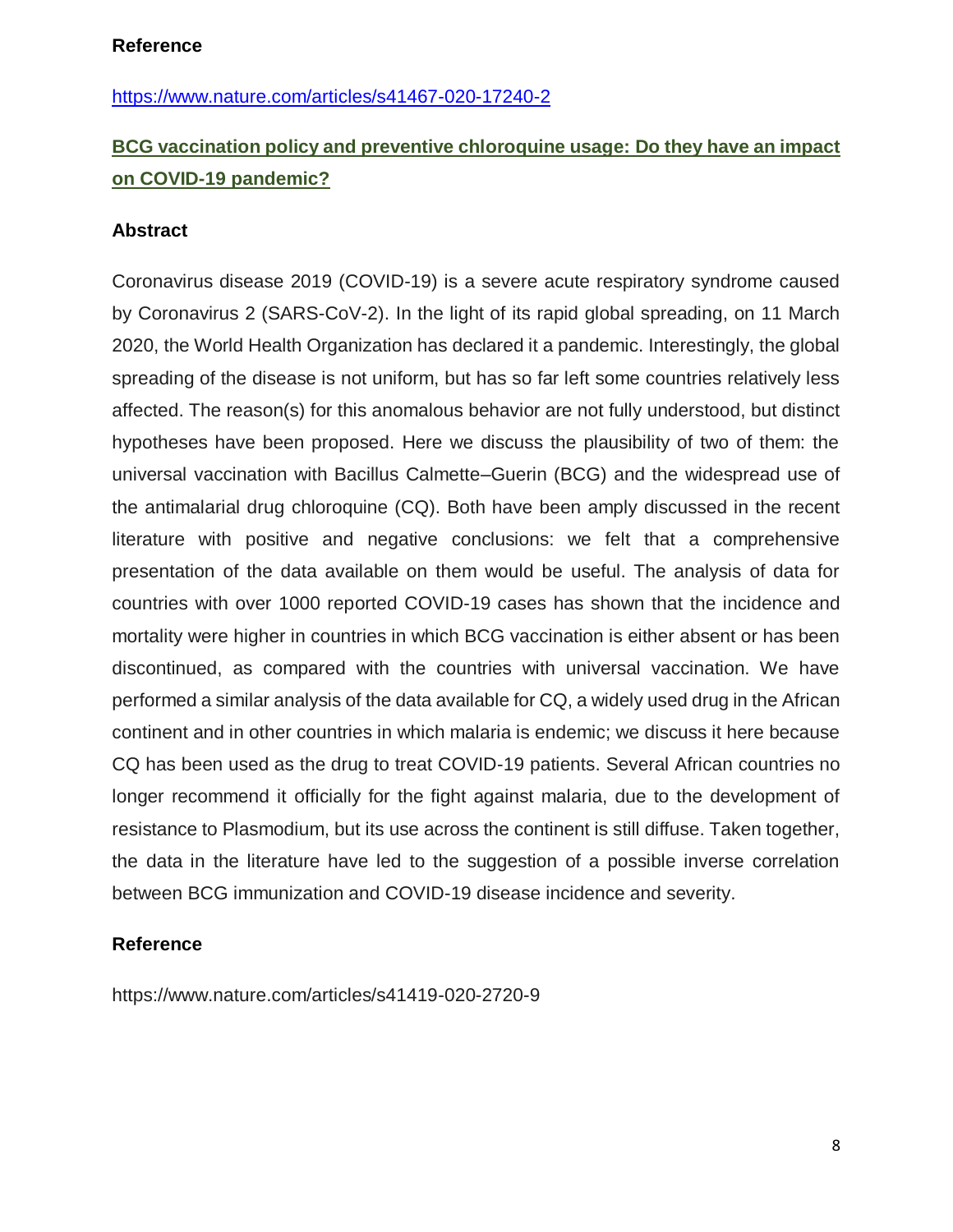**Reference**

https://www.nature.com/articles/s41467-020-17240-2

## BCG vaccination policy and preventive chloroquine usage: Do they have an impact on COVID-19 pandemic?

**Abstract**

Coronavirus disease 2019 (COVID-19) is a severe acute respiratory syndrome caused by Coronavirus 2 (SARS-CoV-2). In the light of its rapid global spreading, on 11 March 2020, the World Health Organization has declared it a pandemic. Interestingly, the global spreading of the disease is not uniform, but has so far left some countries relatively less affected. The reason(s) for this anomalous behavior are not fully understood, but distinct hypotheses have been proposed. Here we discuss the plausibility of two of them: the universal vaccination with Bacillus Calmette–Guerin (BCG) and the widespread use of the antimalarial drug chloroquine (CQ). Both have been amply discussed in the recent literature with positive and negative conclusions: we felt that a comprehensive presentation of the data available on them would be useful. The analysis of data for countries with over 1000 reported COVID-19 cases has shown that the incidence and mortality were higher in countries in which BCG vaccination is either absent or has been discontinued, as compared with the countries with universal vaccination. We have performed a similar analysis of the data available for CQ, a widely used drug in the African continent and in other countries in which malaria is endemic; we discuss it here because CQ has been used as the drug to treat COVID-19 patients. Several African countries no longer recommend it officially for the fight against malaria, due to the development of resistance to Plasmodium, but its use across the continent is still diffuse. Taken together, the data in the literature have led to the suggestion of a possible inverse correlation between BCG immunization and COVID-19 disease incidence and severity.

**Reference**

https://www.nature.com/articles/s41419-020-2720-9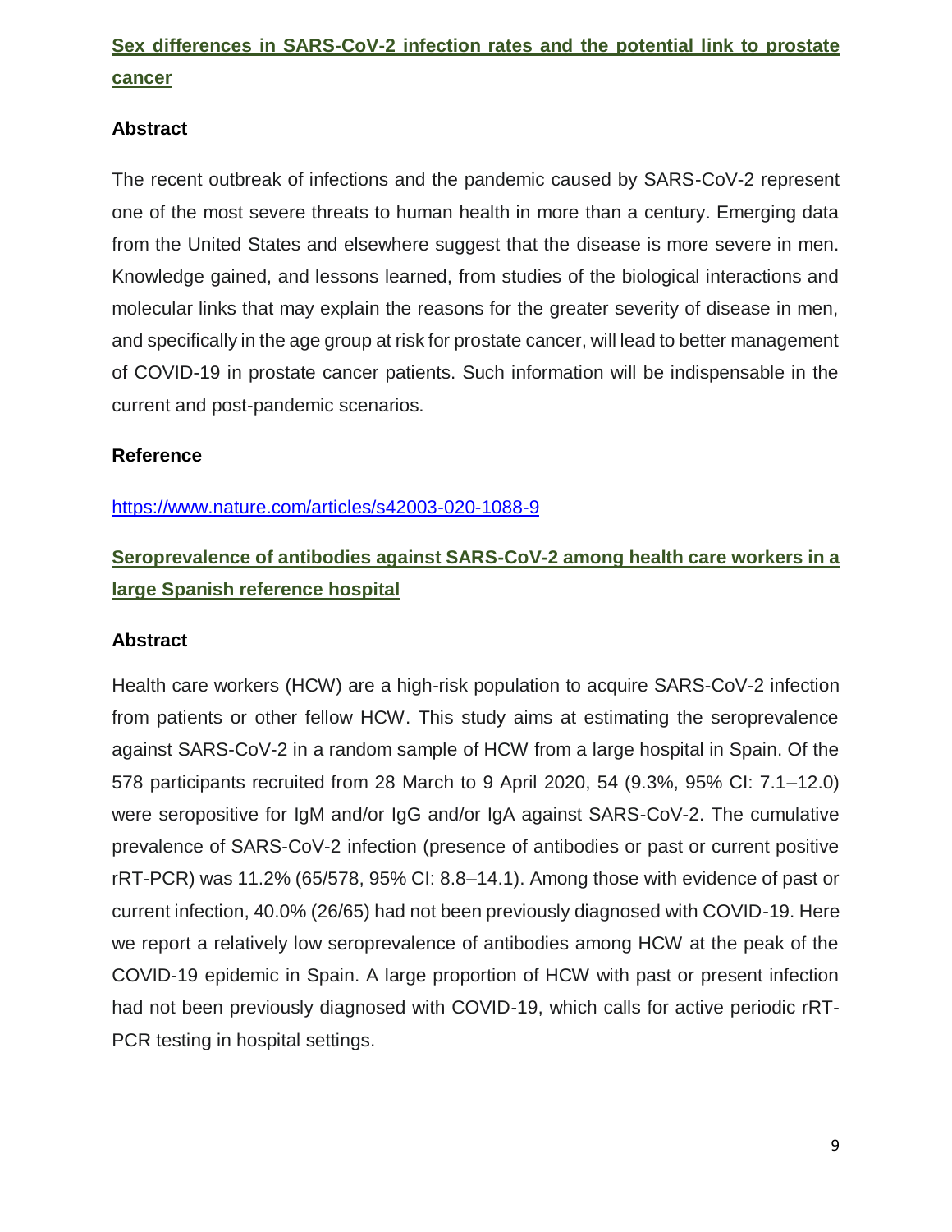## Sex differences in SARS-CoV-2 infection rates and the potential link to prostate cancer

### Abstract

The recent outbreak of infections and the pandemic caused by SARS-CoV-2 represent one of the most severe threats to human health in more than a century. Emerging data from the United States and elsewhere suggest that the disease is more severe in men. Knowledge gained, and lessons learned, from studies of the biological interactions and molecular links that may explain the reasons for the greater severity of disease in men, and specifically in the age group at risk for prostate cancer, will lead to better management of COVID-19 in prostate cancer patients. Such information will be indispensable in the current and post-pandemic scenarios.

### Reference

https://www.nature.com/articles/s42003-020-1088-9

## Seroprevalence of antibodies against SARS-CoV-2 among health care workers in a large Spanish reference hospital

### Abstract

Health care workers (HCW) are a high-risk population to acquire SARS-CoV-2 infection from patients or other fellow HCW. This study aims at estimating the seroprevalence against SARS-CoV-2 in a random sample of HCW from a large hospital in Spain. Of the 578 participants recruited from 28 March to 9 April 2020, 54 (9.3%, 95% CI: 7.1–12.0) were seropositive for IgM and/or IgG and/or IgA against SARS-CoV-2. The cumulative prevalence of SARS-CoV-2 infection (presence of antibodies or past or current positive rRT-PCR) was 11.2% (65/578, 95% CI: 8.8–14.1). Among those with evidence of past or current infection, 40.0% (26/65) had not been previously diagnosed with COVID-19. Here we report a relatively low seroprevalence of antibodies among HCW at the peak of the COVID-19 epidemic in Spain. A large proportion of HCW with past or present infection had not been previously diagnosed with COVID-19, which calls for active periodic rRT-PCR testing in hospital settings.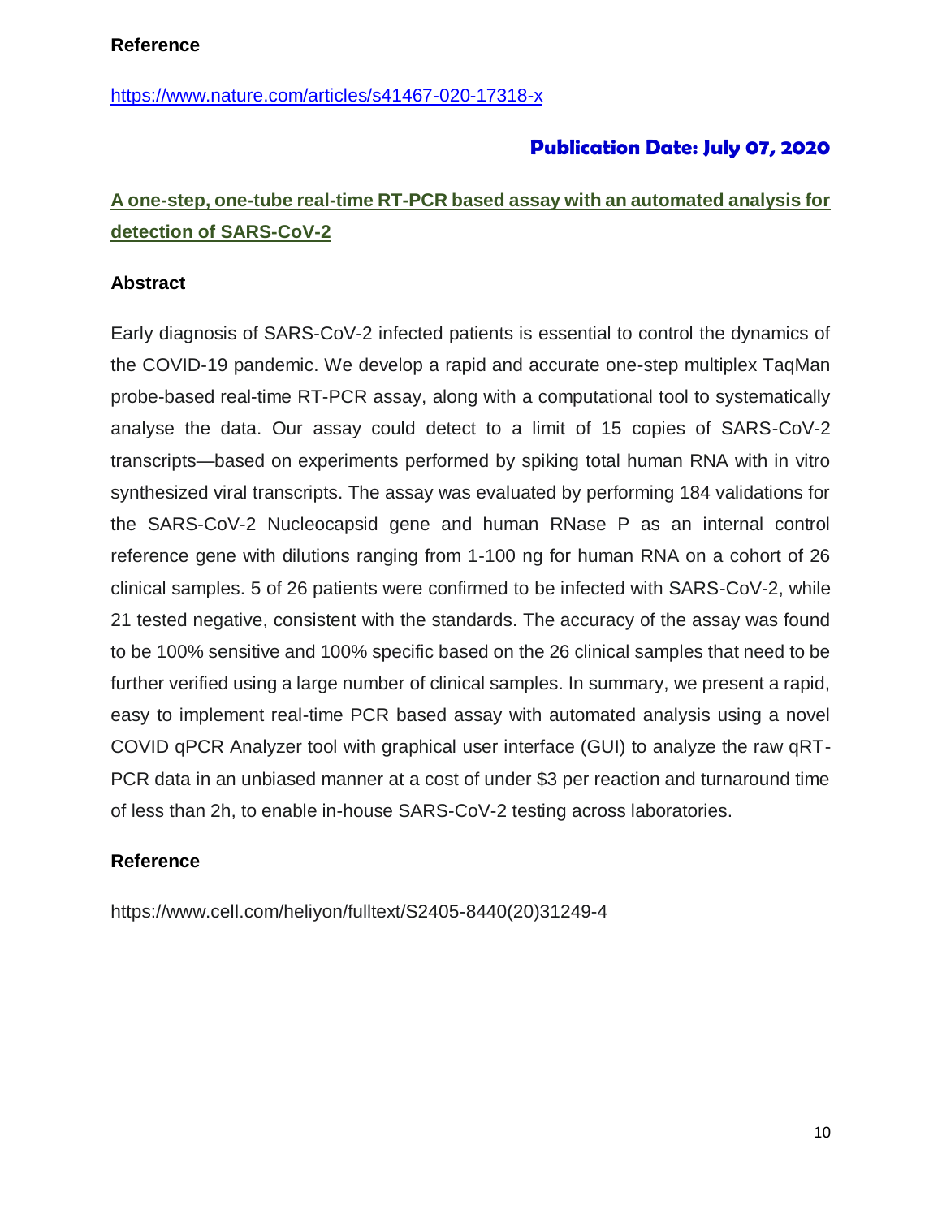**Reference**

https://www.nature.com/articles/s41467-020-17318-x

**Publication Date: July 07, 2020**

## A one-step, one-tube real-time RT-PCR based assay with an automated analysis for detection of SARS-CoV-2

**Abstract**

Early diagnosis of SARS-CoV-2 infected patients is essential to control the dynamics of the COVID-19 pandemic. We develop a rapid and accurate one-step multiplex TaqMan probe-based real-time RT-PCR assay, along with a computational tool to systematically analyse the data. Our assay could detect to a limit of 15 copies of SARS-CoV-2 transcripts—based on experiments performed by spiking total human RNA with in vitro synthesized viral transcripts. The assay was evaluated by performing 184 validations for the SARS-CoV-2 Nucleocapsid gene and human RNase P as an internal control reference gene with dilutions ranging from 1-100 ng for human RNA on a cohort of 26 clinical samples. 5 of 26 patients were confirmed to be infected with SARS-CoV-2, while 21 tested negative, consistent with the standards. The accuracy of the assay was found to be 100% sensitive and 100% specific based on the 26 clinical samples that need to be further verified using a large number of clinical samples. In summary, we present a rapid, easy to implement real-time PCR based assay with automated analysis using a novel COVID qPCR Analyzer tool with graphical user interface (GUI) to analyze the raw qRT-PCR data in an unbiased manner at a cost of under $3 per reaction and turnaround time of less than 2h, to enable in-house SARS-CoV-2 testing across laboratories.

**Reference**

https://www.cell.com/heliyon/fulltext/S2405-8440(20)31249-4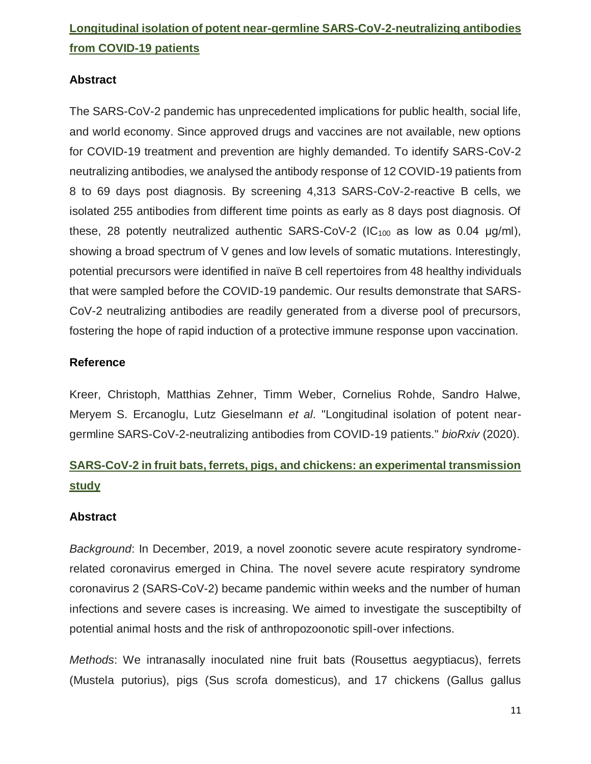## Longitudinal isolation of potent near-germline SARS-CoV-2-neutralizing antibodies from COVID-19 patients

### Abstract

The SARS-CoV-2 pandemic has unprecedented implications for public health, social life, and world economy. Since approved drugs and vaccines are not available, new options for COVID-19 treatment and prevention are highly demanded. To identify SARS-CoV-2 neutralizing antibodies, we analysed the antibody response of 12 COVID-19 patients from 8 to 69 days post diagnosis. By screening 4,313 SARS-CoV-2-reactive B cells, we isolated 255 antibodies from different time points as early as 8 days post diagnosis. Of these, 28 potently neutralized authentic SARS-CoV-2 ($IC_{100}$ as low as 0.04 μg/ml), showing a broad spectrum of V genes and low levels of somatic mutations. Interestingly, potential precursors were identified in naïve B cell repertoires from 48 healthy individuals that were sampled before the COVID-19 pandemic. Our results demonstrate that SARS-CoV-2 neutralizing antibodies are readily generated from a diverse pool of precursors, fostering the hope of rapid induction of a protective immune response upon vaccination.

### Reference

Kreer, Christoph, Matthias Zehner, Timm Weber, Cornelius Rohde, Sandro Halwe, Meryem S. Ercanoglu, Lutz Gieselmann *et al*. "Longitudinal isolation of potent near-germline SARS-CoV-2-neutralizing antibodies from COVID-19 patients." *bioRxiv* (2020).

## SARS-CoV-2 in fruit bats, ferrets, pigs, and chickens: an experimental transmission study

### Abstract

*Background*: In December, 2019, a novel zoonotic severe acute respiratory syndrome-related coronavirus emerged in China. The novel severe acute respiratory syndrome coronavirus 2 (SARS-CoV-2) became pandemic within weeks and the number of human infections and severe cases is increasing. We aimed to investigate the susceptibilty of potential animal hosts and the risk of anthropozoonotic spill-over infections.

*Methods*: We intranasally inoculated nine fruit bats (Rousettus aegyptiacus), ferrets (Mustela putorius), pigs (Sus scrofa domesticus), and 17 chickens (Gallus gallus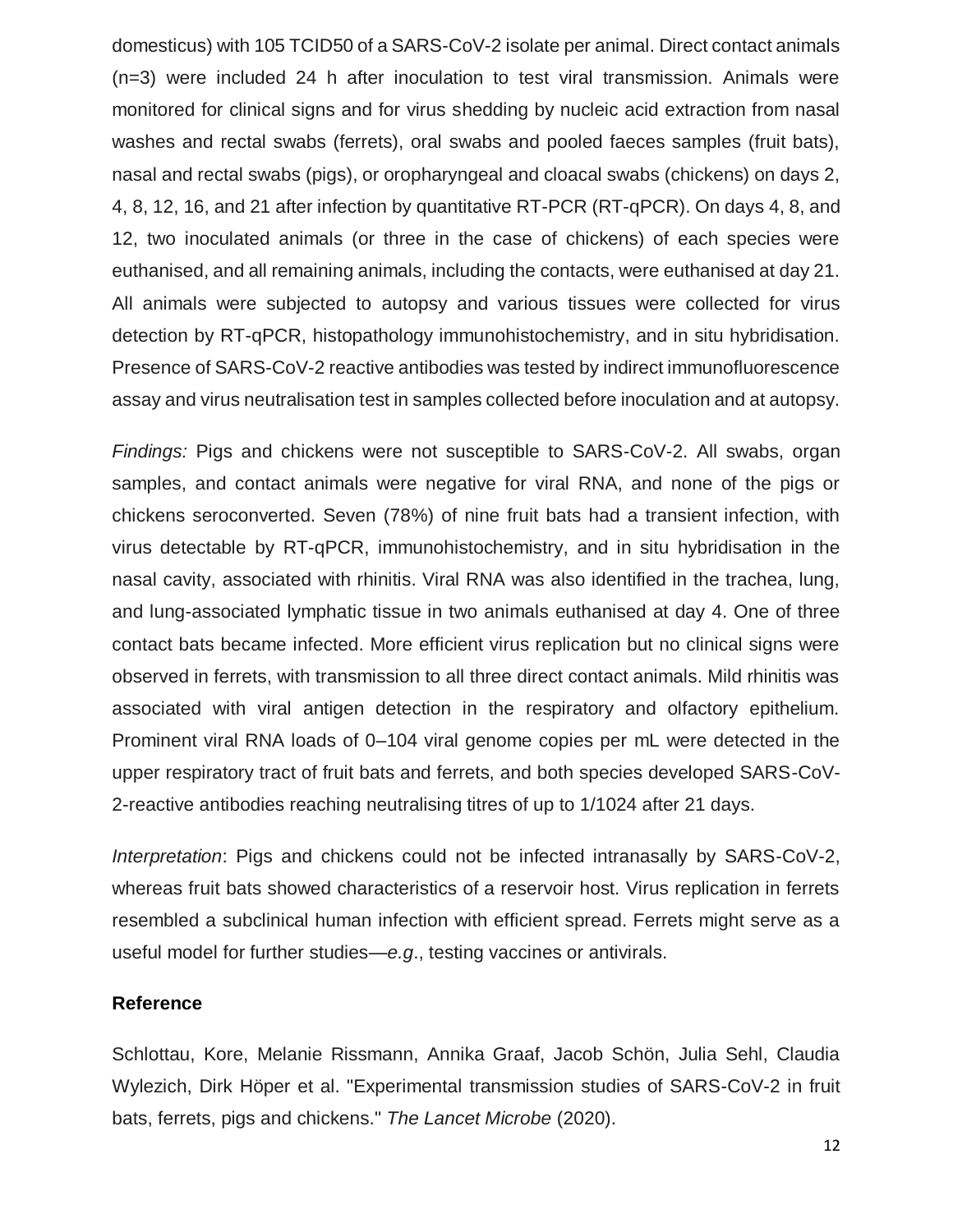domesticus) with 105 TCID50 of a SARS-CoV-2 isolate per animal. Direct contact animals (n=3) were included 24 h after inoculation to test viral transmission. Animals were monitored for clinical signs and for virus shedding by nucleic acid extraction from nasal washes and rectal swabs (ferrets), oral swabs and pooled faeces samples (fruit bats), nasal and rectal swabs (pigs), or oropharyngeal and cloacal swabs (chickens) on days 2, 4, 8, 12, 16, and 21 after infection by quantitative RT-PCR (RT-qPCR). On days 4, 8, and 12, two inoculated animals (or three in the case of chickens) of each species were euthanised, and all remaining animals, including the contacts, were euthanised at day 21. All animals were subjected to autopsy and various tissues were collected for virus detection by RT-qPCR, histopathology immunohistochemistry, and in situ hybridisation. Presence of SARS-CoV-2 reactive antibodies was tested by indirect immunofluorescence assay and virus neutralisation test in samples collected before inoculation and at autopsy.

*Findings:* Pigs and chickens were not susceptible to SARS-CoV-2. All swabs, organ samples, and contact animals were negative for viral RNA, and none of the pigs or chickens seroconverted. Seven (78%) of nine fruit bats had a transient infection, with virus detectable by RT-qPCR, immunohistochemistry, and in situ hybridisation in the nasal cavity, associated with rhinitis. Viral RNA was also identified in the trachea, lung, and lung-associated lymphatic tissue in two animals euthanised at day 4. One of three contact bats became infected. More efficient virus replication but no clinical signs were observed in ferrets, with transmission to all three direct contact animals. Mild rhinitis was associated with viral antigen detection in the respiratory and olfactory epithelium. Prominent viral RNA loads of 0–104 viral genome copies per mL were detected in the upper respiratory tract of fruit bats and ferrets, and both species developed SARS-CoV-2-reactive antibodies reaching neutralising titres of up to 1/1024 after 21 days.

*Interpretation*: Pigs and chickens could not be infected intranasally by SARS-CoV-2, whereas fruit bats showed characteristics of a reservoir host. Virus replication in ferrets resembled a subclinical human infection with efficient spread. Ferrets might serve as a useful model for further studies—*e.g*., testing vaccines or antivirals.

### Reference

Schlottau, Kore, Melanie Rissmann, Annika Graaf, Jacob Schön, Julia Sehl, Claudia Wylezich, Dirk Höper et al. "Experimental transmission studies of SARS-CoV-2 in fruit bats, ferrets, pigs and chickens." *The Lancet Microbe* (2020).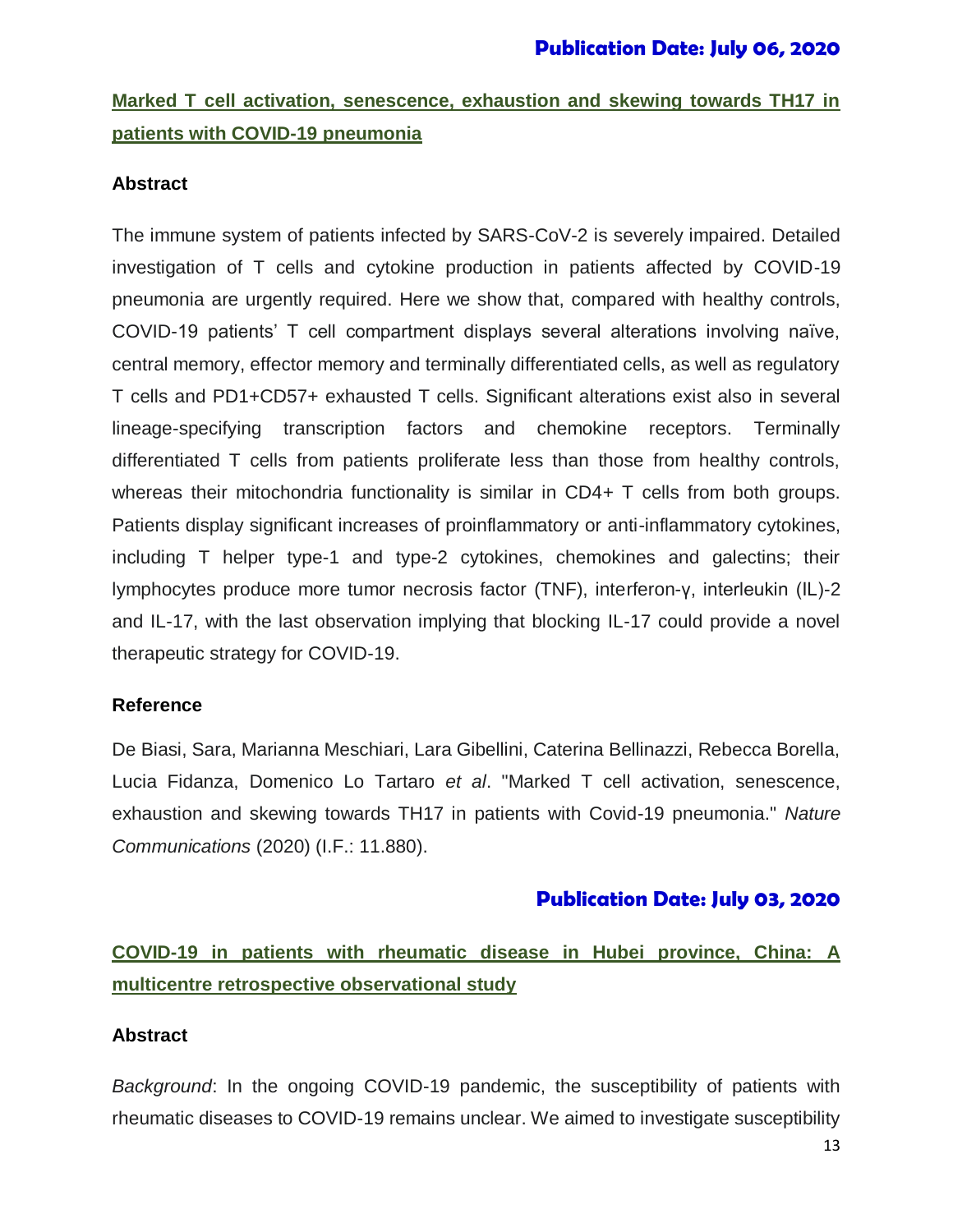## Publication Date: July 06, 2020

### Marked T cell activation, senescence, exhaustion and skewing towards TH17 in patients with COVID-19 pneumonia

**Abstract**

The immune system of patients infected by SARS-CoV-2 is severely impaired. Detailed investigation of T cells and cytokine production in patients affected by COVID-19 pneumonia are urgently required. Here we show that, compared with healthy controls, COVID-19 patients' T cell compartment displays several alterations involving naïve, central memory, effector memory and terminally differentiated cells, as well as regulatory T cells and PD1+CD57+ exhausted T cells. Significant alterations exist also in several lineage-specifying transcription factors and chemokine receptors. Terminally differentiated T cells from patients proliferate less than those from healthy controls, whereas their mitochondria functionality is similar in CD4+ T cells from both groups. Patients display significant increases of proinflammatory or anti-inflammatory cytokines, including T helper type-1 and type-2 cytokines, chemokines and galectins; their lymphocytes produce more tumor necrosis factor (TNF), interferon-γ, interleukin (IL)-2 and IL-17, with the last observation implying that blocking IL-17 could provide a novel therapeutic strategy for COVID-19.

**Reference**

De Biasi, Sara, Marianna Meschiari, Lara Gibellini, Caterina Bellinazzi, Rebecca Borella, Lucia Fidanza, Domenico Lo Tartaro *et al*. "Marked T cell activation, senescence, exhaustion and skewing towards TH17 in patients with Covid-19 pneumonia." *Nature Communications* (2020) (I.F.: 11.880).

## Publication Date: July 03, 2020

### COVID-19 in patients with rheumatic disease in Hubei province, China: A multicentre retrospective observational study

**Abstract**

*Background*: In the ongoing COVID-19 pandemic, the susceptibility of patients with rheumatic diseases to COVID-19 remains unclear. We aimed to investigate susceptibility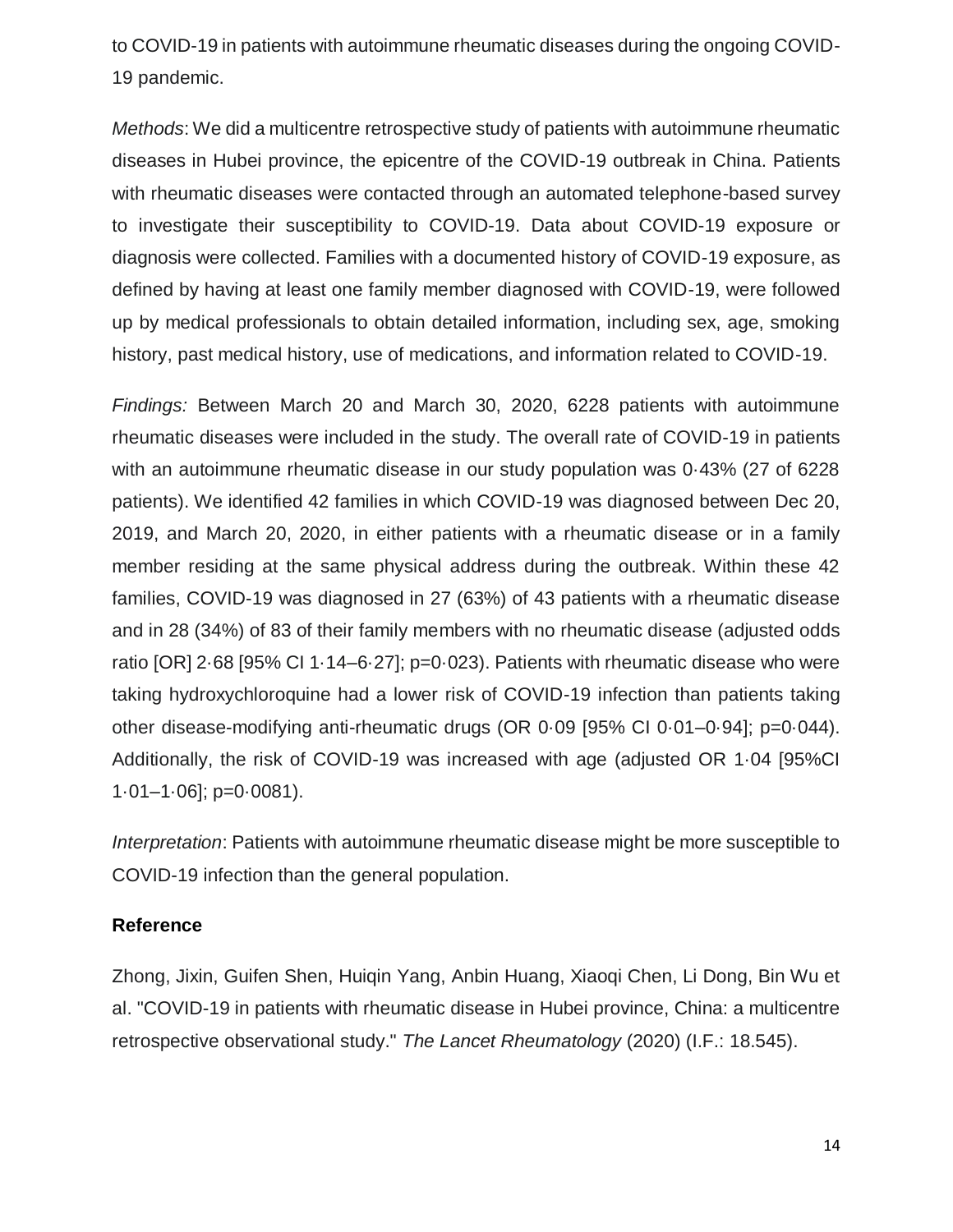to COVID-19 in patients with autoimmune rheumatic diseases during the ongoing COVID-19 pandemic.

*Methods*: We did a multicentre retrospective study of patients with autoimmune rheumatic diseases in Hubei province, the epicentre of the COVID-19 outbreak in China. Patients with rheumatic diseases were contacted through an automated telephone-based survey to investigate their susceptibility to COVID-19. Data about COVID-19 exposure or diagnosis were collected. Families with a documented history of COVID-19 exposure, as defined by having at least one family member diagnosed with COVID-19, were followed up by medical professionals to obtain detailed information, including sex, age, smoking history, past medical history, use of medications, and information related to COVID-19.

*Findings:* Between March 20 and March 30, 2020, 6228 patients with autoimmune rheumatic diseases were included in the study. The overall rate of COVID-19 in patients with an autoimmune rheumatic disease in our study population was 0·43% (27 of 6228 patients). We identified 42 families in which COVID-19 was diagnosed between Dec 20, 2019, and March 20, 2020, in either patients with a rheumatic disease or in a family member residing at the same physical address during the outbreak. Within these 42 families, COVID-19 was diagnosed in 27 (63%) of 43 patients with a rheumatic disease and in 28 (34%) of 83 of their family members with no rheumatic disease (adjusted odds ratio [OR] 2·68 [95% CI 1·14–6·27]; p=0·023). Patients with rheumatic disease who were taking hydroxychloroquine had a lower risk of COVID-19 infection than patients taking other disease-modifying anti-rheumatic drugs (OR 0·09 [95% CI 0·01–0·94]; p=0·044). Additionally, the risk of COVID-19 was increased with age (adjusted OR 1·04 [95%CI 1·01–1·06]; p=0·0081).

*Interpretation*: Patients with autoimmune rheumatic disease might be more susceptible to COVID-19 infection than the general population.

**Reference**

Zhong, Jixin, Guifen Shen, Huiqin Yang, Anbin Huang, Xiaoqi Chen, Li Dong, Bin Wu et al. "COVID-19 in patients with rheumatic disease in Hubei province, China: a multicentre retrospective observational study." *The Lancet Rheumatology* (2020) (I.F.: 18.545).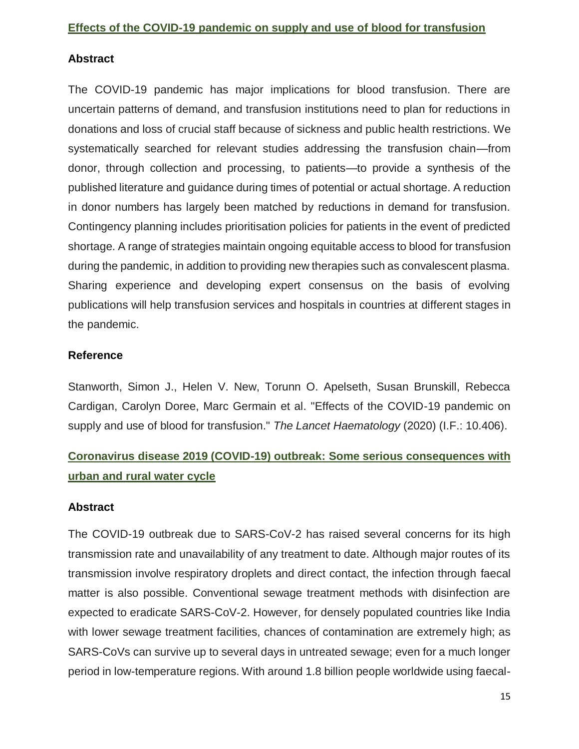## Effects of the COVID-19 pandemic on supply and use of blood for transfusion

### Abstract

The COVID-19 pandemic has major implications for blood transfusion. There are uncertain patterns of demand, and transfusion institutions need to plan for reductions in donations and loss of crucial staff because of sickness and public health restrictions. We systematically searched for relevant studies addressing the transfusion chain—from donor, through collection and processing, to patients—to provide a synthesis of the published literature and guidance during times of potential or actual shortage. A reduction in donor numbers has largely been matched by reductions in demand for transfusion. Contingency planning includes prioritisation policies for patients in the event of predicted shortage. A range of strategies maintain ongoing equitable access to blood for transfusion during the pandemic, in addition to providing new therapies such as convalescent plasma. Sharing experience and developing expert consensus on the basis of evolving publications will help transfusion services and hospitals in countries at different stages in the pandemic.

### Reference

Stanworth, Simon J., Helen V. New, Torunn O. Apelseth, Susan Brunskill, Rebecca Cardigan, Carolyn Doree, Marc Germain et al. "Effects of the COVID-19 pandemic on supply and use of blood for transfusion." *The Lancet Haematology* (2020) (I.F.: 10.406).

## Coronavirus disease 2019 (COVID-19) outbreak: Some serious consequences with urban and rural water cycle

### Abstract

The COVID-19 outbreak due to SARS-CoV-2 has raised several concerns for its high transmission rate and unavailability of any treatment to date. Although major routes of its transmission involve respiratory droplets and direct contact, the infection through faecal matter is also possible. Conventional sewage treatment methods with disinfection are expected to eradicate SARS-CoV-2. However, for densely populated countries like India with lower sewage treatment facilities, chances of contamination are extremely high; as SARS-CoVs can survive up to several days in untreated sewage; even for a much longer period in low-temperature regions. With around 1.8 billion people worldwide using faecal-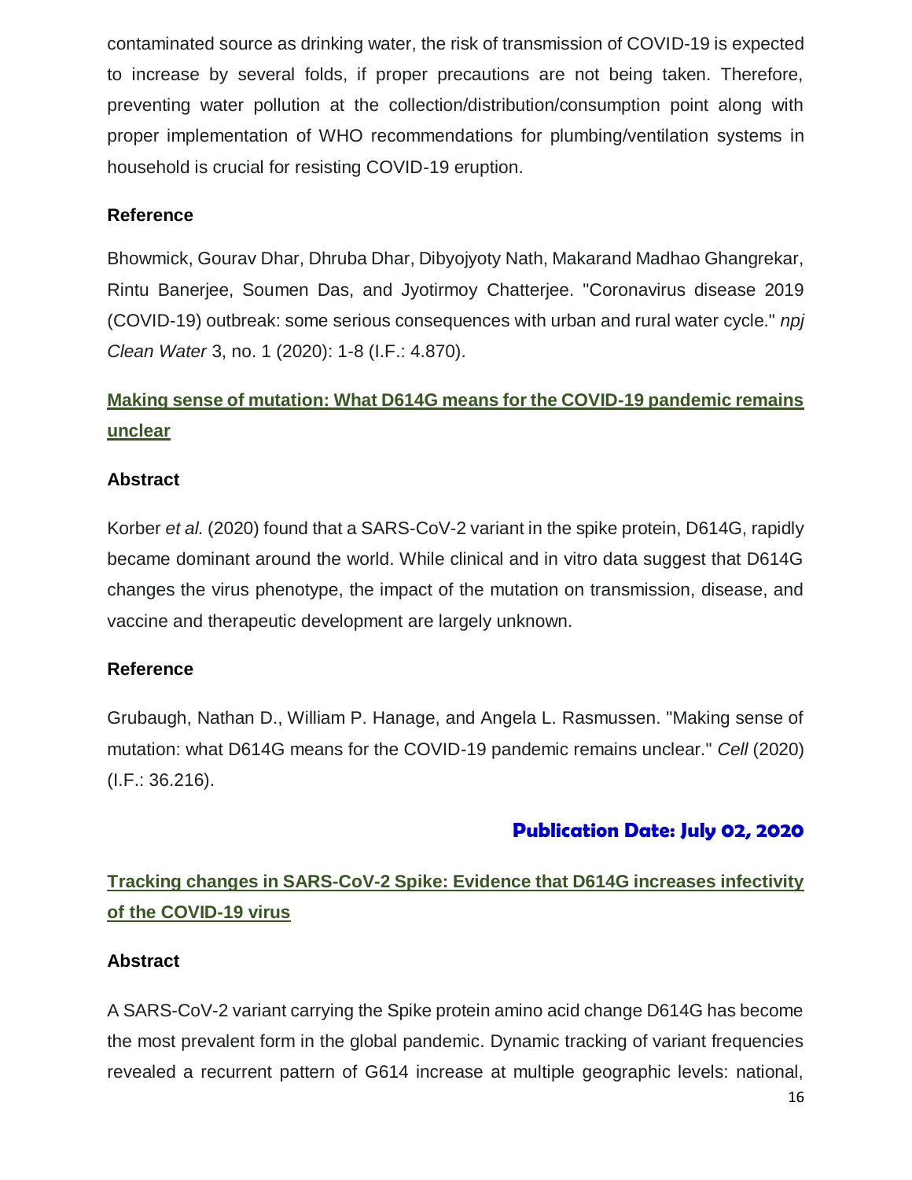contaminated source as drinking water, the risk of transmission of COVID-19 is expected to increase by several folds, if proper precautions are not being taken. Therefore, preventing water pollution at the collection/distribution/consumption point along with proper implementation of WHO recommendations for plumbing/ventilation systems in household is crucial for resisting COVID-19 eruption.

**Reference**

Bhowmick, Gourav Dhar, Dhruba Dhar, Dibyojyoty Nath, Makarand Madhao Ghangrekar, Rintu Banerjee, Soumen Das, and Jyotirmoy Chatterjee. "Coronavirus disease 2019 (COVID-19) outbreak: some serious consequences with urban and rural water cycle." *npj Clean Water* 3, no. 1 (2020): 1-8 (I.F.: 4.870).

## Making sense of mutation: What D614G means for the COVID-19 pandemic remains unclear

**Abstract**

Korber *et al.* (2020) found that a SARS-CoV-2 variant in the spike protein, D614G, rapidly became dominant around the world. While clinical and in vitro data suggest that D614G changes the virus phenotype, the impact of the mutation on transmission, disease, and vaccine and therapeutic development are largely unknown.

**Reference**

Grubaugh, Nathan D., William P. Hanage, and Angela L. Rasmussen. "Making sense of mutation: what D614G means for the COVID-19 pandemic remains unclear." *Cell* (2020) (I.F.: 36.216).

# Publication Date: July 02, 2020

## Tracking changes in SARS-CoV-2 Spike: Evidence that D614G increases infectivity of the COVID-19 virus

**Abstract**

A SARS-CoV-2 variant carrying the Spike protein amino acid change D614G has become the most prevalent form in the global pandemic. Dynamic tracking of variant frequencies revealed a recurrent pattern of G614 increase at multiple geographic levels: national,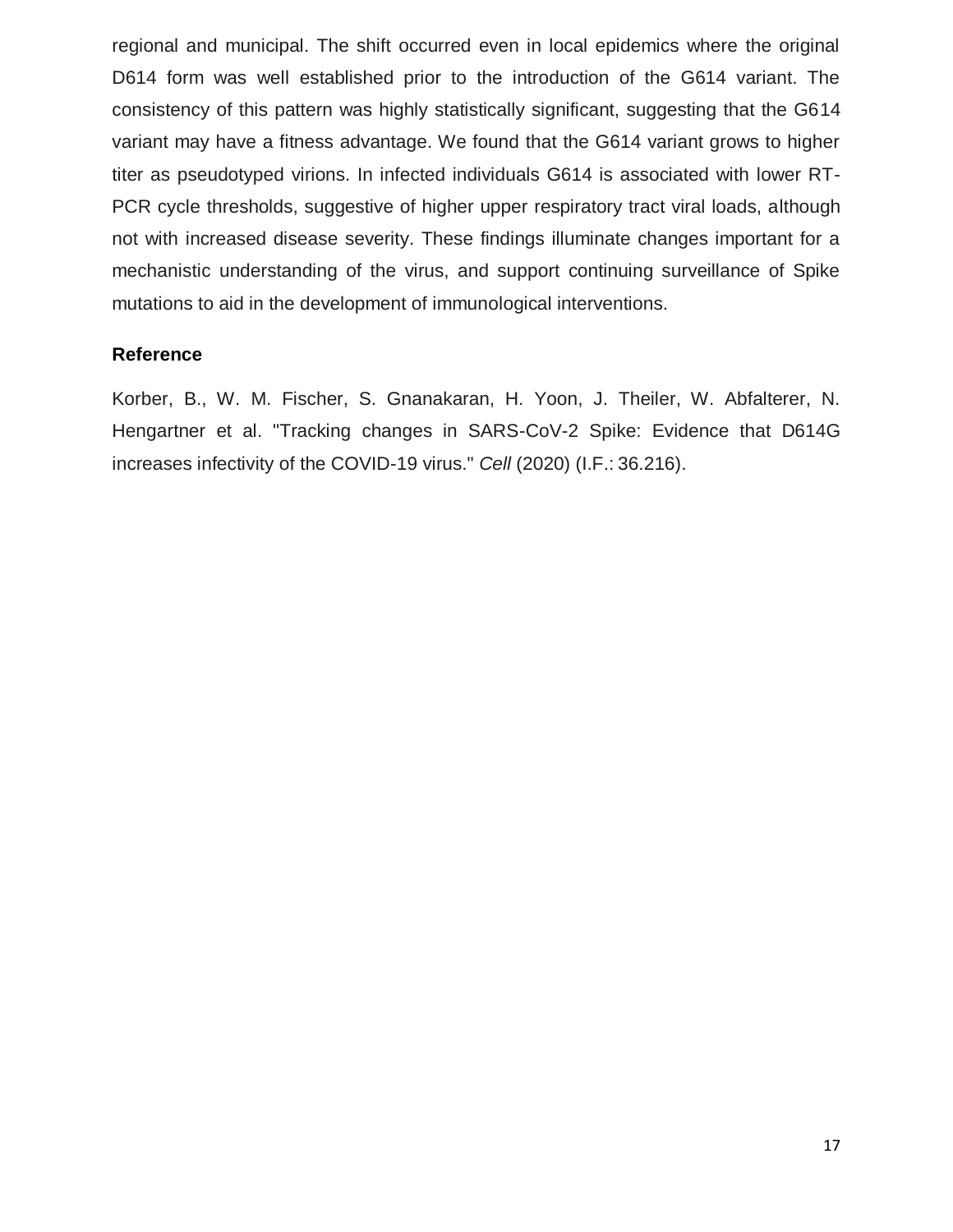regional and municipal. The shift occurred even in local epidemics where the original D614 form was well established prior to the introduction of the G614 variant. The consistency of this pattern was highly statistically significant, suggesting that the G614 variant may have a fitness advantage. We found that the G614 variant grows to higher titer as pseudotyped virions. In infected individuals G614 is associated with lower RT-PCR cycle thresholds, suggestive of higher upper respiratory tract viral loads, although not with increased disease severity. These findings illuminate changes important for a mechanistic understanding of the virus, and support continuing surveillance of Spike mutations to aid in the development of immunological interventions.

**Reference**

Korber, B., W. M. Fischer, S. Gnanakaran, H. Yoon, J. Theiler, W. Abfalterer, N. Hengartner et al. "Tracking changes in SARS-CoV-2 Spike: Evidence that D614G increases infectivity of the COVID-19 virus." *Cell* (2020) (I.F.: 36.216).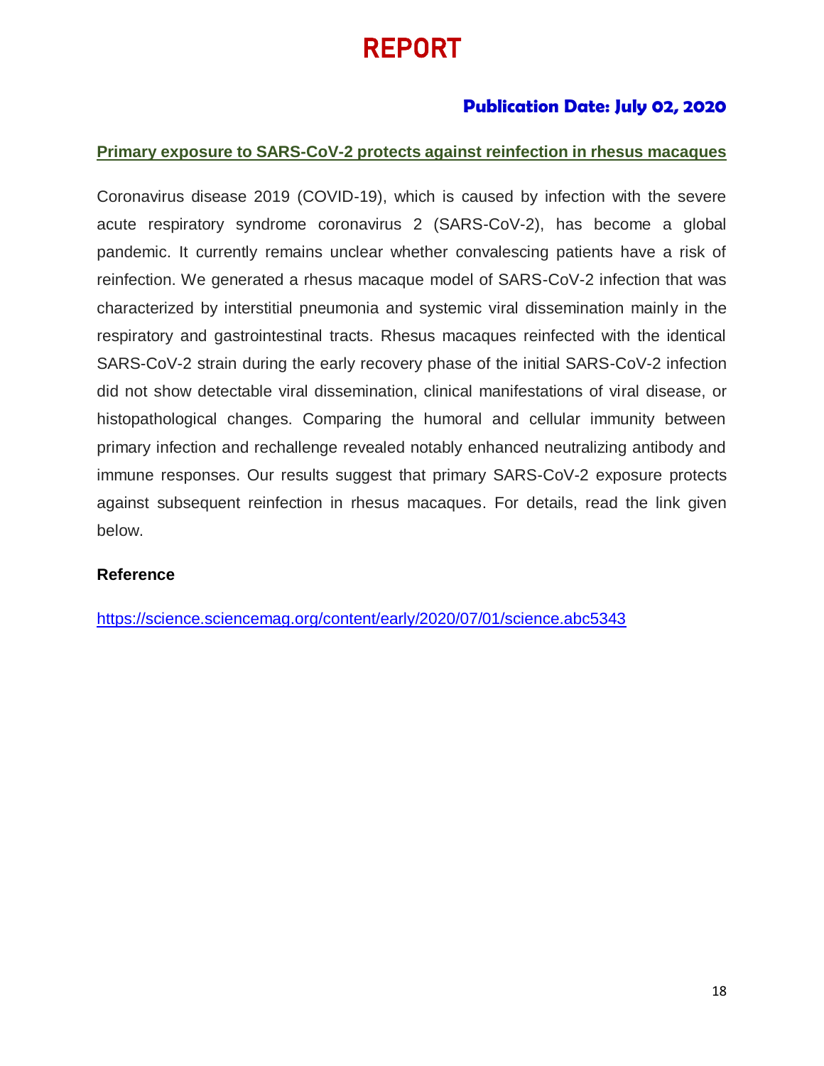# REPORT

**Publication Date: July 02, 2020**

## Primary exposure to SARS-CoV-2 protects against reinfection in rhesus macaques

Coronavirus disease 2019 (COVID-19), which is caused by infection with the severe acute respiratory syndrome coronavirus 2 (SARS-CoV-2), has become a global pandemic. It currently remains unclear whether convalescing patients have a risk of reinfection. We generated a rhesus macaque model of SARS-CoV-2 infection that was characterized by interstitial pneumonia and systemic viral dissemination mainly in the respiratory and gastrointestinal tracts. Rhesus macaques reinfected with the identical SARS-CoV-2 strain during the early recovery phase of the initial SARS-CoV-2 infection did not show detectable viral dissemination, clinical manifestations of viral disease, or histopathological changes. Comparing the humoral and cellular immunity between primary infection and rechallenge revealed notably enhanced neutralizing antibody and immune responses. Our results suggest that primary SARS-CoV-2 exposure protects against subsequent reinfection in rhesus macaques. For details, read the link given below.

**Reference**

https://science.sciencemag.org/content/early/2020/07/01/science.abc5343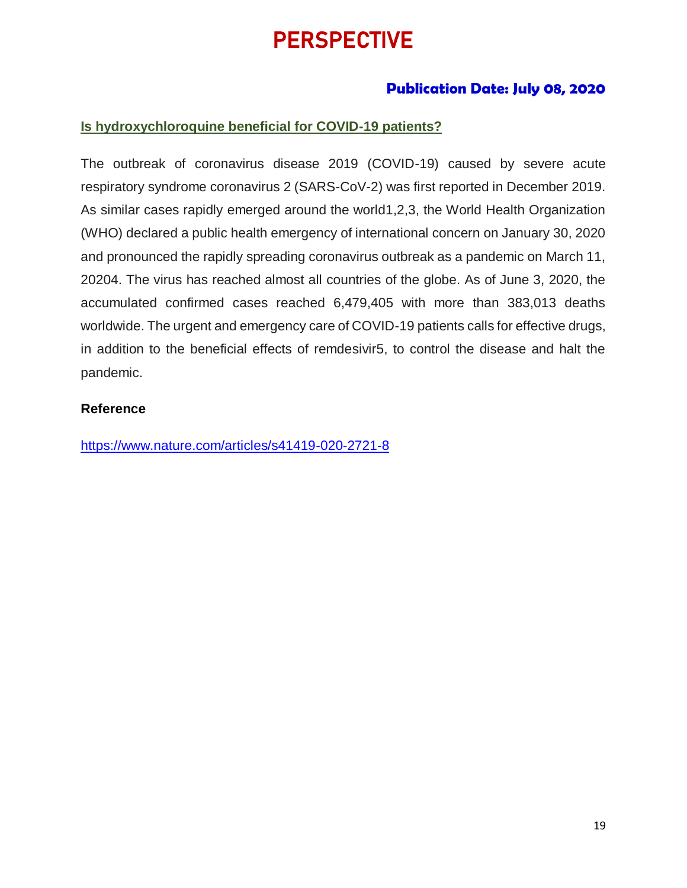# PERSPECTIVE

**Publication Date: July 08, 2020**

## Is hydroxychloroquine beneficial for COVID-19 patients?

The outbreak of coronavirus disease 2019 (COVID-19) caused by severe acute respiratory syndrome coronavirus 2 (SARS-CoV-2) was first reported in December 2019. As similar cases rapidly emerged around the world1,2,3, the World Health Organization (WHO) declared a public health emergency of international concern on January 30, 2020 and pronounced the rapidly spreading coronavirus outbreak as a pandemic on March 11, 20204. The virus has reached almost all countries of the globe. As of June 3, 2020, the accumulated confirmed cases reached 6,479,405 with more than 383,013 deaths worldwide. The urgent and emergency care of COVID-19 patients calls for effective drugs, in addition to the beneficial effects of remdesivir5, to control the disease and halt the pandemic.

**Reference**

https://www.nature.com/articles/s41419-020-2721-8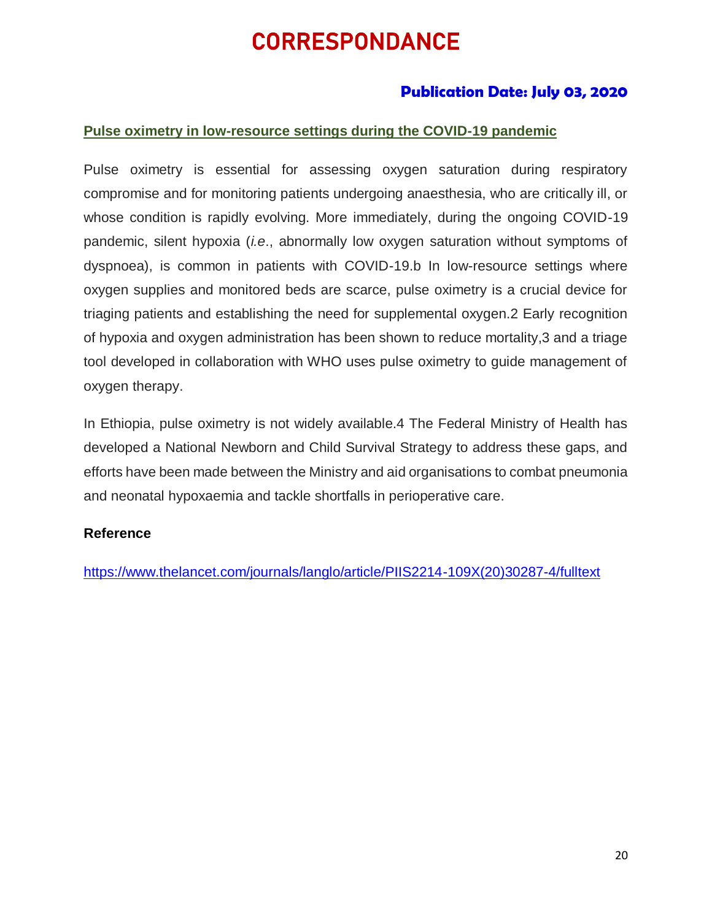# CORRESPONDANCE

**Publication Date: July 03, 2020**

## Pulse oximetry in low-resource settings during the COVID-19 pandemic

Pulse oximetry is essential for assessing oxygen saturation during respiratory compromise and for monitoring patients undergoing anaesthesia, who are critically ill, or whose condition is rapidly evolving. More immediately, during the ongoing COVID-19 pandemic, silent hypoxia (*i.e*., abnormally low oxygen saturation without symptoms of dyspnoea), is common in patients with COVID-19.b In low-resource settings where oxygen supplies and monitored beds are scarce, pulse oximetry is a crucial device for triaging patients and establishing the need for supplemental oxygen.2 Early recognition of hypoxia and oxygen administration has been shown to reduce mortality,3 and a triage tool developed in collaboration with WHO uses pulse oximetry to guide management of oxygen therapy.

In Ethiopia, pulse oximetry is not widely available.4 The Federal Ministry of Health has developed a National Newborn and Child Survival Strategy to address these gaps, and efforts have been made between the Ministry and aid organisations to combat pneumonia and neonatal hypoxaemia and tackle shortfalls in perioperative care.

**Reference**

https://www.thelancet.com/journals/langlo/article/PIIS2214-109X(20)30287-4/fulltext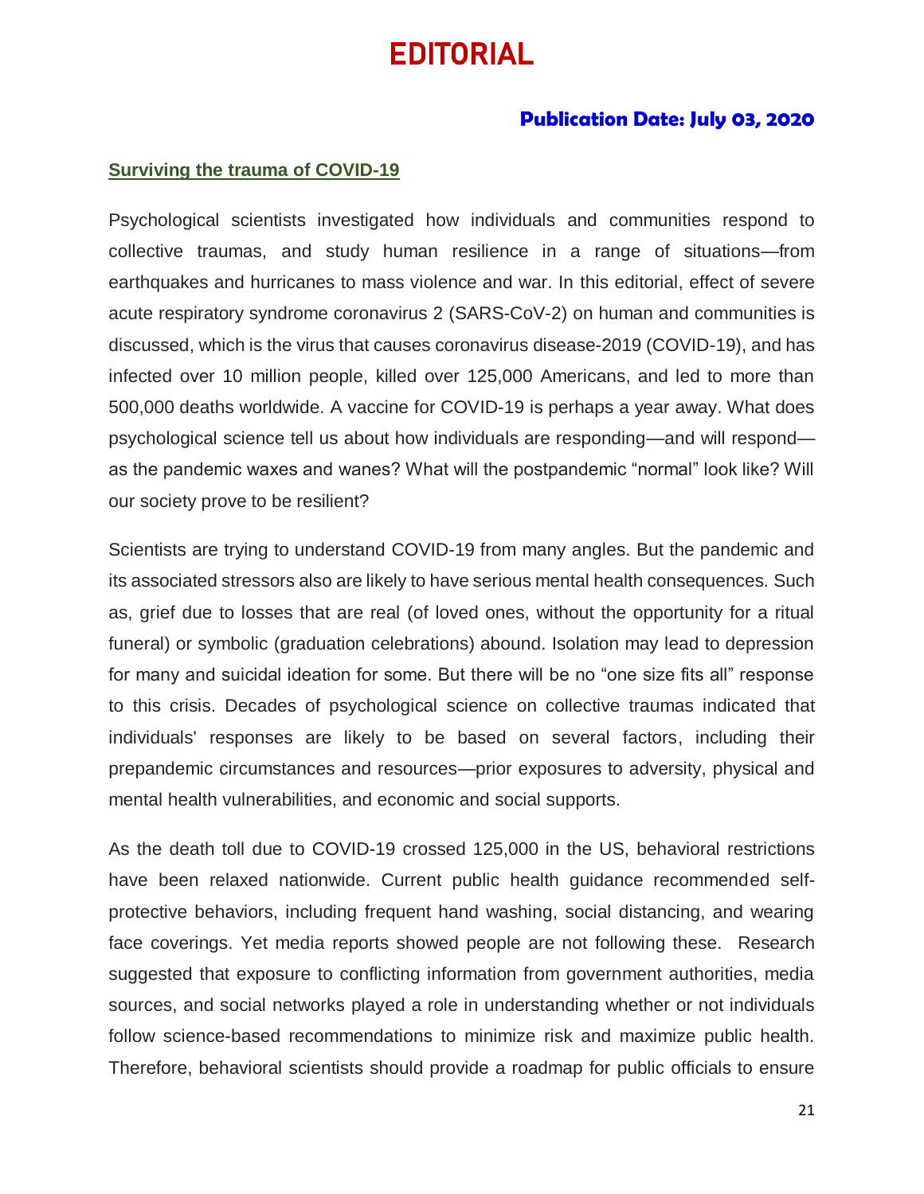# EDITORIAL

**Publication Date: July 03, 2020**

## Surviving the trauma of COVID-19

Psychological scientists investigated how individuals and communities respond to collective traumas, and study human resilience in a range of situations—from earthquakes and hurricanes to mass violence and war. In this editorial, effect of severe acute respiratory syndrome coronavirus 2 (SARS-CoV-2) on human and communities is discussed, which is the virus that causes coronavirus disease-2019 (COVID-19), and has infected over 10 million people, killed over 125,000 Americans, and led to more than 500,000 deaths worldwide. A vaccine for COVID-19 is perhaps a year away. What does psychological science tell us about how individuals are responding—and will respond—as the pandemic waxes and wanes? What will the postpandemic "normal" look like? Will our society prove to be resilient?

Scientists are trying to understand COVID-19 from many angles. But the pandemic and its associated stressors also are likely to have serious mental health consequences. Such as, grief due to losses that are real (of loved ones, without the opportunity for a ritual funeral) or symbolic (graduation celebrations) abound. Isolation may lead to depression for many and suicidal ideation for some. But there will be no "one size fits all" response to this crisis. Decades of psychological science on collective traumas indicated that individuals' responses are likely to be based on several factors, including their prepandemic circumstances and resources—prior exposures to adversity, physical and mental health vulnerabilities, and economic and social supports.

As the death toll due to COVID-19 crossed 125,000 in the US, behavioral restrictions have been relaxed nationwide. Current public health guidance recommended self-protective behaviors, including frequent hand washing, social distancing, and wearing face coverings. Yet media reports showed people are not following these. Research suggested that exposure to conflicting information from government authorities, media sources, and social networks played a role in understanding whether or not individuals follow science-based recommendations to minimize risk and maximize public health. Therefore, behavioral scientists should provide a roadmap for public officials to ensure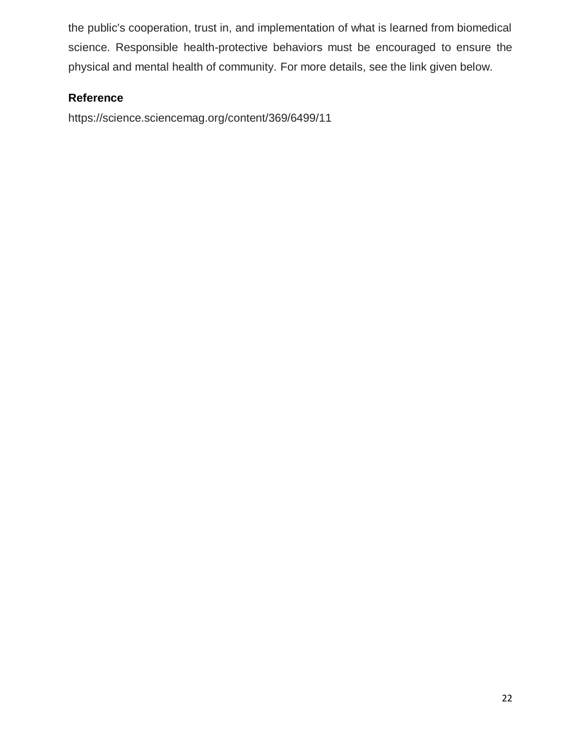the public's cooperation, trust in, and implementation of what is learned from biomedical science. Responsible health-protective behaviors must be encouraged to ensure the physical and mental health of community. For more details, see the link given below.

### Reference

https://science.sciencemag.org/content/369/6499/11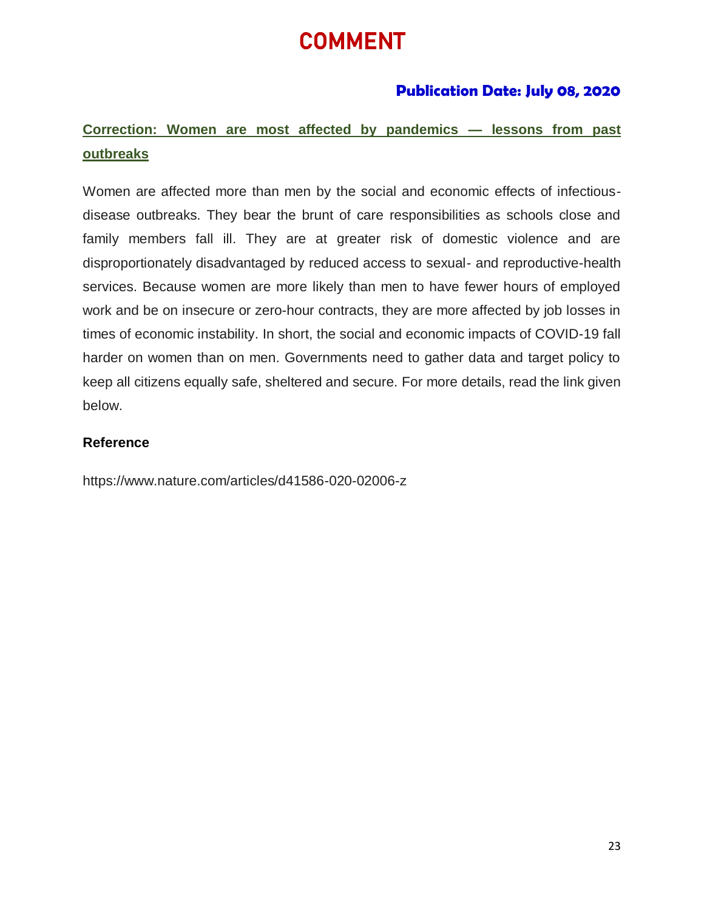# COMMENT

**Publication Date: July 08, 2020**

## Correction: Women are most affected by pandemics — lessons from past outbreaks

Women are affected more than men by the social and economic effects of infectious-disease outbreaks. They bear the brunt of care responsibilities as schools close and family members fall ill. They are at greater risk of domestic violence and are disproportionately disadvantaged by reduced access to sexual- and reproductive-health services. Because women are more likely than men to have fewer hours of employed work and be on insecure or zero-hour contracts, they are more affected by job losses in times of economic instability. In short, the social and economic impacts of COVID-19 fall harder on women than on men. Governments need to gather data and target policy to keep all citizens equally safe, sheltered and secure. For more details, read the link given below.

**Reference**

https://www.nature.com/articles/d41586-020-02006-z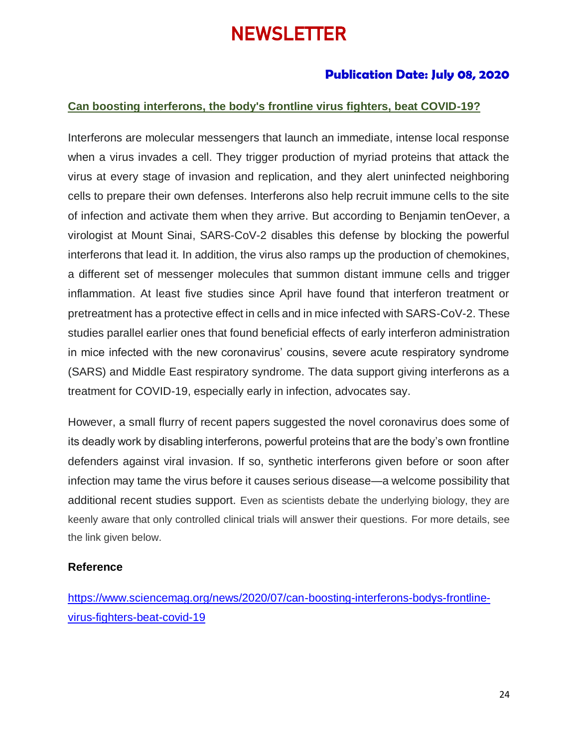# NEWSLETTER

**Publication Date: July 08, 2020**

## Can boosting interferons, the body's frontline virus fighters, beat COVID-19?

Interferons are molecular messengers that launch an immediate, intense local response when a virus invades a cell. They trigger production of myriad proteins that attack the virus at every stage of invasion and replication, and they alert uninfected neighboring cells to prepare their own defenses. Interferons also help recruit immune cells to the site of infection and activate them when they arrive. But according to Benjamin tenOever, a virologist at Mount Sinai, SARS-CoV-2 disables this defense by blocking the powerful interferons that lead it. In addition, the virus also ramps up the production of chemokines, a different set of messenger molecules that summon distant immune cells and trigger inflammation. At least five studies since April have found that interferon treatment or pretreatment has a protective effect in cells and in mice infected with SARS-CoV-2. These studies parallel earlier ones that found beneficial effects of early interferon administration in mice infected with the new coronavirus' cousins, severe acute respiratory syndrome (SARS) and Middle East respiratory syndrome. The data support giving interferons as a treatment for COVID-19, especially early in infection, advocates say.

However, a small flurry of recent papers suggested the novel coronavirus does some of its deadly work by disabling interferons, powerful proteins that are the body's own frontline defenders against viral invasion. If so, synthetic interferons given before or soon after infection may tame the virus before it causes serious disease—a welcome possibility that additional recent studies support. Even as scientists debate the underlying biology, they are keenly aware that only controlled clinical trials will answer their questions. For more details, see the link given below.

**Reference**

https://www.sciencemag.org/news/2020/07/can-boosting-interferons-bodys-frontline-virus-fighters-beat-covid-19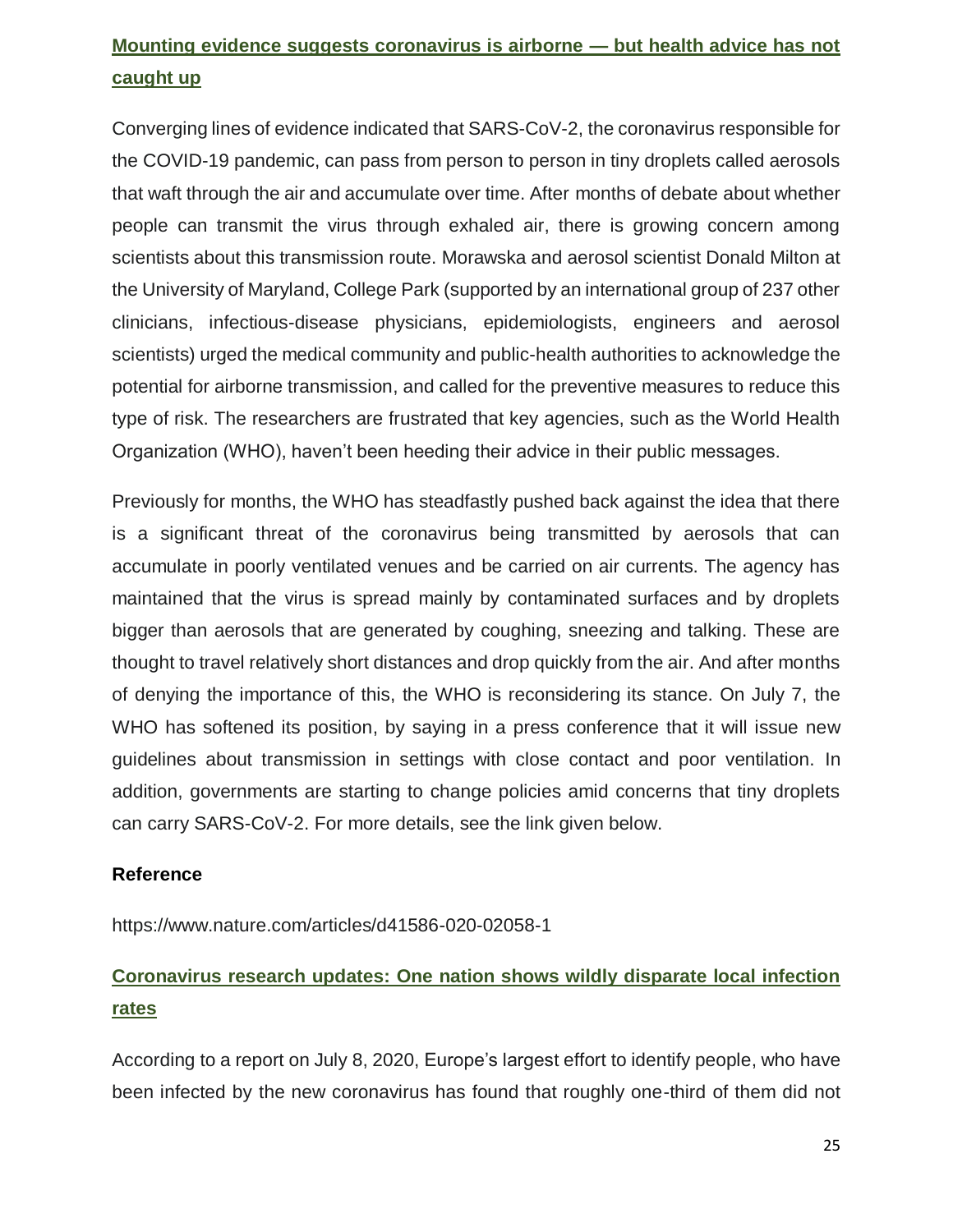## [Mounting evidence suggests coronavirus is airborne — but health advice has not caught up](https://www.nature.com/articles/d41586-020-02058-1)

Converging lines of evidence indicated that SARS-CoV-2, the coronavirus responsible for the COVID-19 pandemic, can pass from person to person in tiny droplets called aerosols that waft through the air and accumulate over time. After months of debate about whether people can transmit the virus through exhaled air, there is growing concern among scientists about this transmission route. Morawska and aerosol scientist Donald Milton at the University of Maryland, College Park (supported by an international group of 237 other clinicians, infectious-disease physicians, epidemiologists, engineers and aerosol scientists) urged the medical community and public-health authorities to acknowledge the potential for airborne transmission, and called for the preventive measures to reduce this type of risk. The researchers are frustrated that key agencies, such as the World Health Organization (WHO), haven't been heeding their advice in their public messages.

Previously for months, the WHO has steadfastly pushed back against the idea that there is a significant threat of the coronavirus being transmitted by aerosols that can accumulate in poorly ventilated venues and be carried on air currents. The agency has maintained that the virus is spread mainly by contaminated surfaces and by droplets bigger than aerosols that are generated by coughing, sneezing and talking. These are thought to travel relatively short distances and drop quickly from the air. And after months of denying the importance of this, the WHO is reconsidering its stance. On July 7, the WHO has softened its position, by saying in a press conference that it will issue new guidelines about transmission in settings with close contact and poor ventilation. In addition, governments are starting to change policies amid concerns that tiny droplets can carry SARS-CoV-2. For more details, see the link given below.

**Reference**

https://www.nature.com/articles/d41586-020-02058-1

## Coronavirus research updates: One nation shows wildly disparate local infection rates

According to a report on July 8, 2020, Europe's largest effort to identify people, who have been infected by the new coronavirus has found that roughly one-third of them did not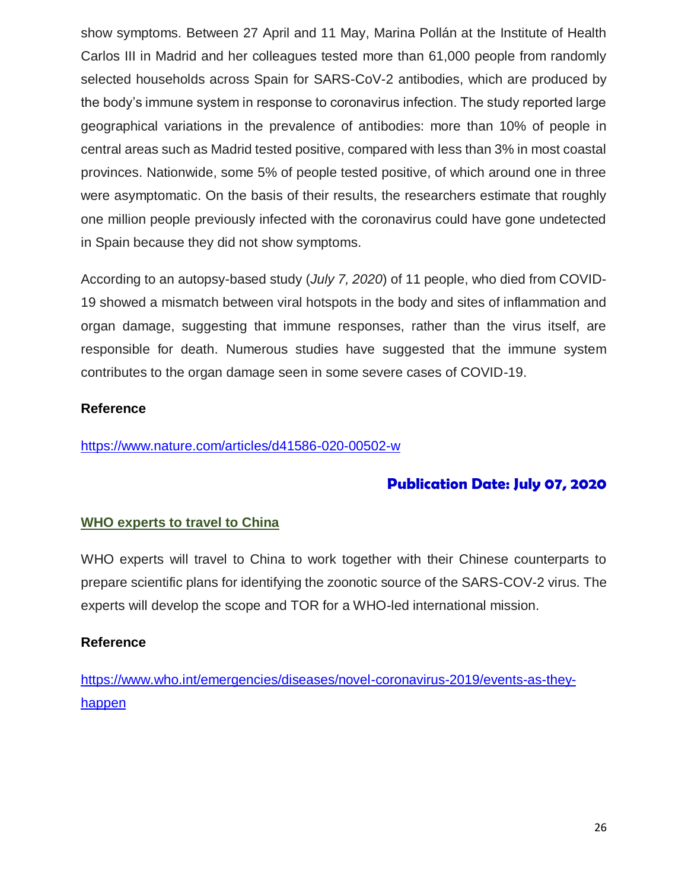show symptoms. Between 27 April and 11 May, Marina Pollán at the Institute of Health Carlos III in Madrid and her colleagues tested more than 61,000 people from randomly selected households across Spain for SARS-CoV-2 antibodies, which are produced by the body's immune system in response to coronavirus infection. The study reported large geographical variations in the prevalence of antibodies: more than 10% of people in central areas such as Madrid tested positive, compared with less than 3% in most coastal provinces. Nationwide, some 5% of people tested positive, of which around one in three were asymptomatic. On the basis of their results, the researchers estimate that roughly one million people previously infected with the coronavirus could have gone undetected in Spain because they did not show symptoms.

According to an autopsy-based study (*July 7, 2020*) of 11 people, who died from COVID-19 showed a mismatch between viral hotspots in the body and sites of inflammation and organ damage, suggesting that immune responses, rather than the virus itself, are responsible for death. Numerous studies have suggested that the immune system contributes to the organ damage seen in some severe cases of COVID-19.

**Reference**

https://www.nature.com/articles/d41586-020-00502-w

**Publication Date: July 07, 2020**

**WHO experts to travel to China**

WHO experts will travel to China to work together with their Chinese counterparts to prepare scientific plans for identifying the zoonotic source of the SARS-COV-2 virus. The experts will develop the scope and TOR for a WHO-led international mission.

**Reference**

https://www.who.int/emergencies/diseases/novel-coronavirus-2019/events-as-they-happen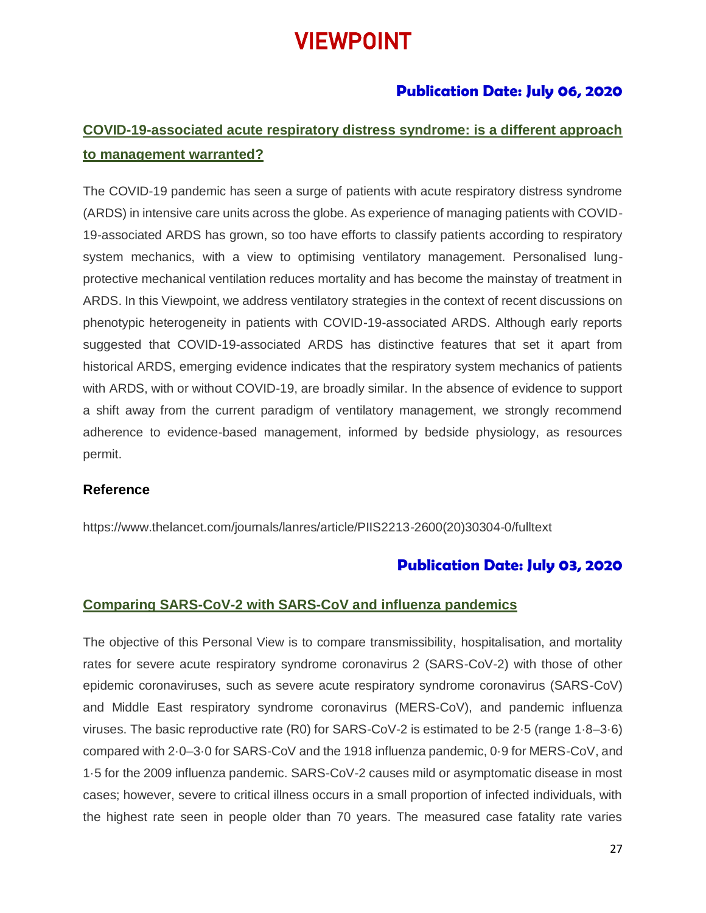# VIEWPOINT

**Publication Date: July 06, 2020**

## COVID-19-associated acute respiratory distress syndrome: is a different approach to management warranted?

The COVID-19 pandemic has seen a surge of patients with acute respiratory distress syndrome (ARDS) in intensive care units across the globe. As experience of managing patients with COVID-19-associated ARDS has grown, so too have efforts to classify patients according to respiratory system mechanics, with a view to optimising ventilatory management. Personalised lung-protective mechanical ventilation reduces mortality and has become the mainstay of treatment in ARDS. In this Viewpoint, we address ventilatory strategies in the context of recent discussions on phenotypic heterogeneity in patients with COVID-19-associated ARDS. Although early reports suggested that COVID-19-associated ARDS has distinctive features that set it apart from historical ARDS, emerging evidence indicates that the respiratory system mechanics of patients with ARDS, with or without COVID-19, are broadly similar. In the absence of evidence to support a shift away from the current paradigm of ventilatory management, we strongly recommend adherence to evidence-based management, informed by bedside physiology, as resources permit.

**Reference**

https://www.thelancet.com/journals/lanres/article/PIIS2213-2600(20)30304-0/fulltext

**Publication Date: July 03, 2020**

## Comparing SARS-CoV-2 with SARS-CoV and influenza pandemics

The objective of this Personal View is to compare transmissibility, hospitalisation, and mortality rates for severe acute respiratory syndrome coronavirus 2 (SARS-CoV-2) with those of other epidemic coronaviruses, such as severe acute respiratory syndrome coronavirus (SARS-CoV) and Middle East respiratory syndrome coronavirus (MERS-CoV), and pandemic influenza viruses. The basic reproductive rate (R0) for SARS-CoV-2 is estimated to be 2·5 (range 1·8–3·6) compared with 2·0–3·0 for SARS-CoV and the 1918 influenza pandemic, 0·9 for MERS-CoV, and 1·5 for the 2009 influenza pandemic. SARS-CoV-2 causes mild or asymptomatic disease in most cases; however, severe to critical illness occurs in a small proportion of infected individuals, with the highest rate seen in people older than 70 years. The measured case fatality rate varies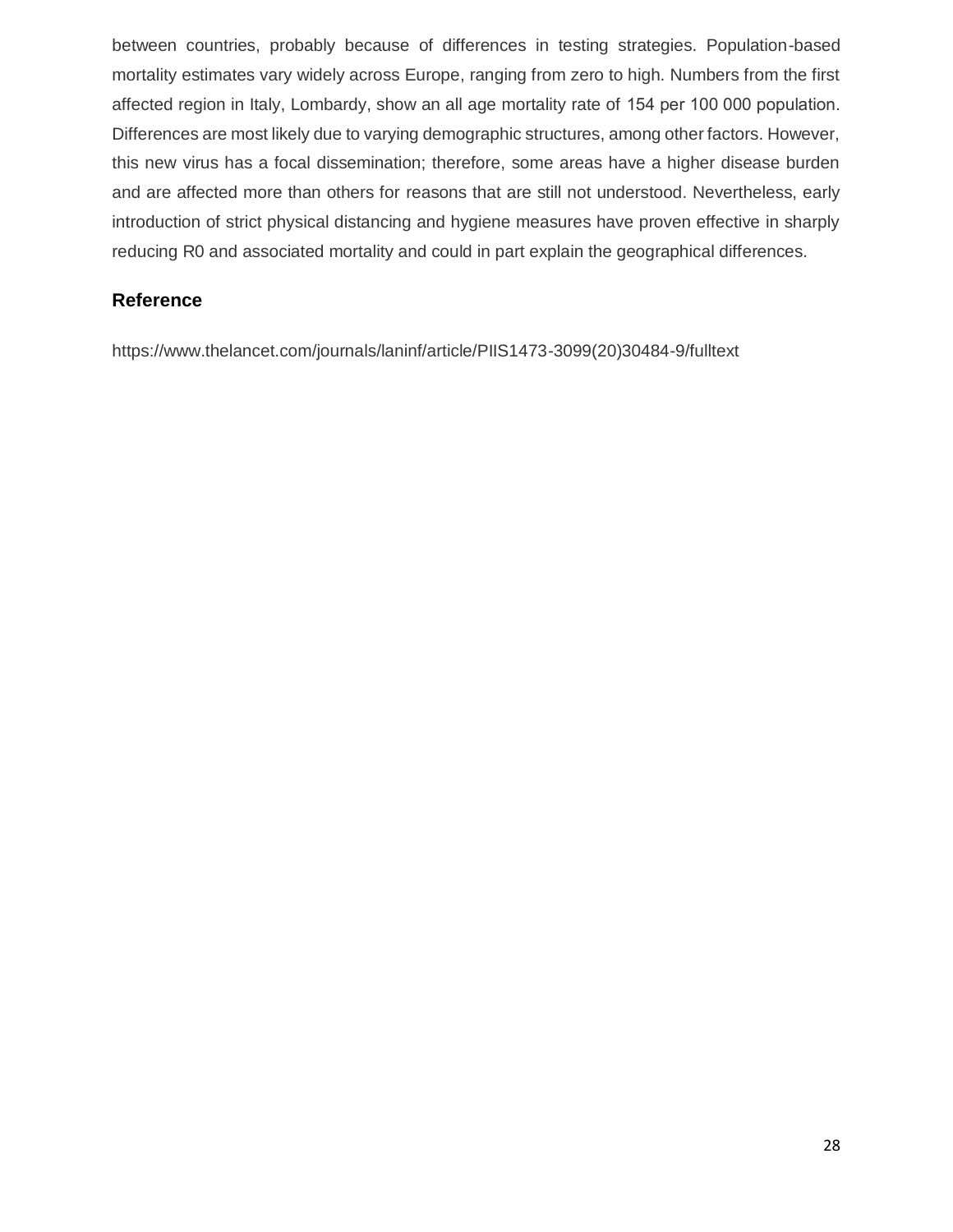between countries, probably because of differences in testing strategies. Population-based mortality estimates vary widely across Europe, ranging from zero to high. Numbers from the first affected region in Italy, Lombardy, show an all age mortality rate of 154 per 100 000 population. Differences are most likely due to varying demographic structures, among other factors. However, this new virus has a focal dissemination; therefore, some areas have a higher disease burden and are affected more than others for reasons that are still not understood. Nevertheless, early introduction of strict physical distancing and hygiene measures have proven effective in sharply reducing R0 and associated mortality and could in part explain the geographical differences.

## Reference

https://www.thelancet.com/journals/laninf/article/PIIS1473-3099(20)30484-9/fulltext